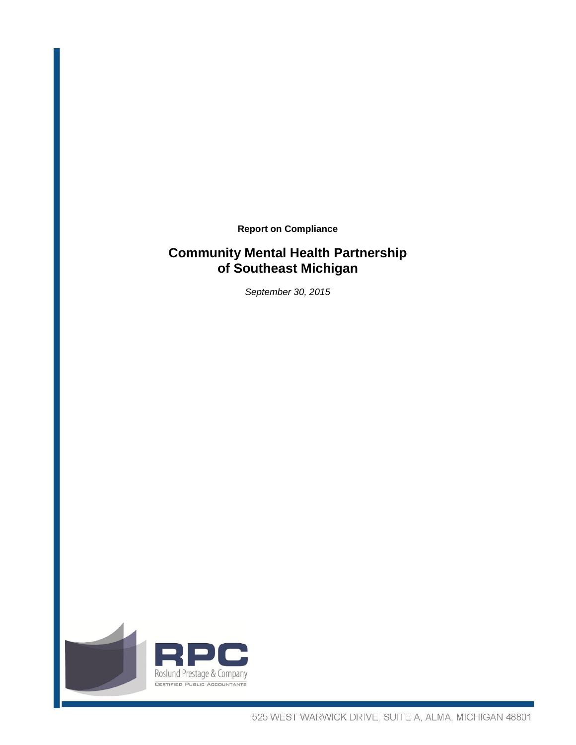**Report on Compliance**

# Community Mental Health Partnership of Southeast Michigan

*September 30, 2015*

RPC

Roslund Prestage & Company

CERTIFIED PUBLIC ACCOUNTANTS

525 WEST WARWICK DRIVE, SUITE A, ALMA, MICHIGAN 48801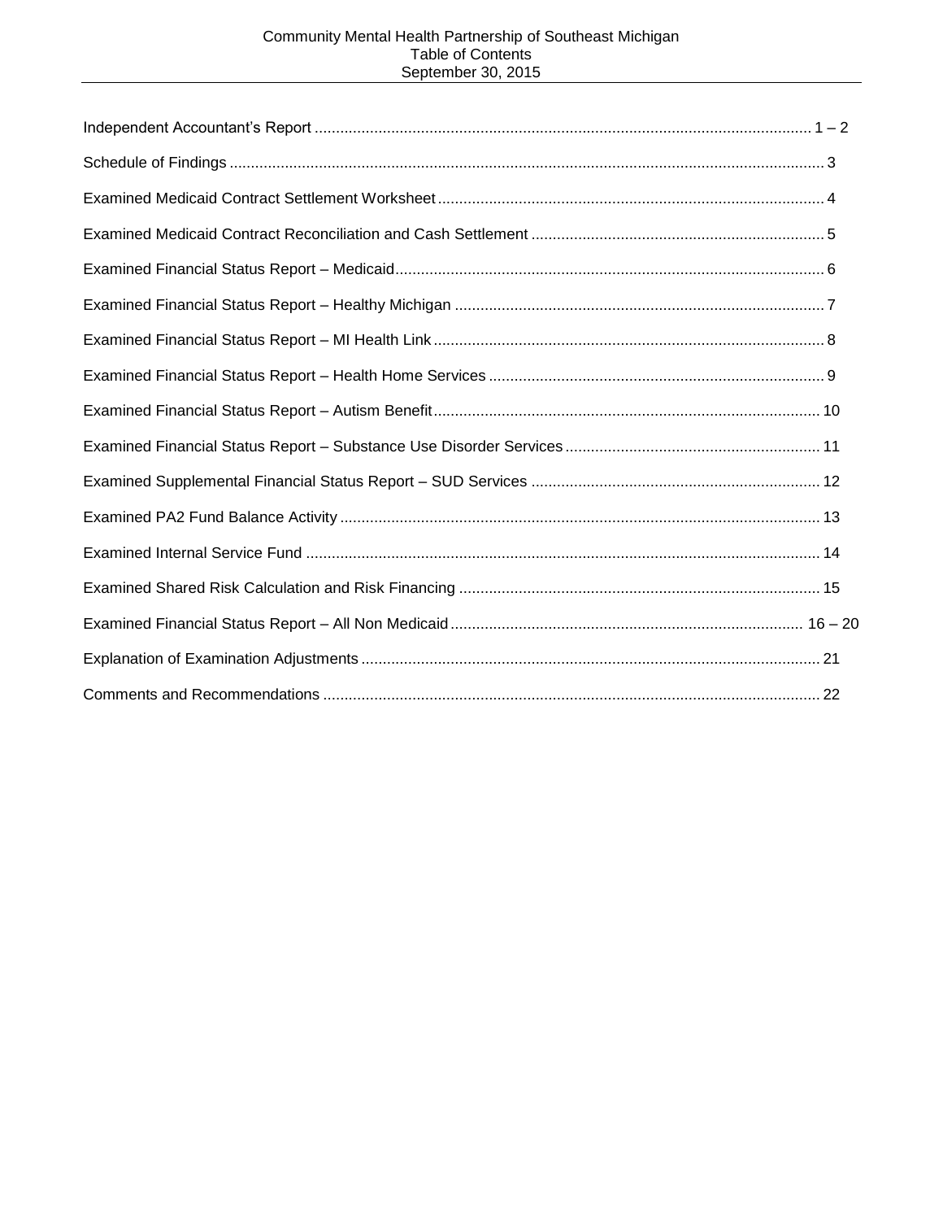Community Mental Health Partnership of Southeast Michigan
Table of Contents
September 30, 2015

| | |
|---|---|
| Independent Accountant's Report | 1 – 2 |
| Schedule of Findings | 3 |
| Examined Medicaid Contract Settlement Worksheet | 4 |
| Examined Medicaid Contract Reconciliation and Cash Settlement | 5 |
| Examined Financial Status Report – Medicaid | 6 |
| Examined Financial Status Report – Healthy Michigan | 7 |
| Examined Financial Status Report – MI Health Link | 8 |
| Examined Financial Status Report – Health Home Services | 9 |
| Examined Financial Status Report – Autism Benefit | 10 |
| Examined Financial Status Report – Substance Use Disorder Services | 11 |
| Examined Supplemental Financial Status Report – SUD Services | 12 |
| Examined PA2 Fund Balance Activity | 13 |
| Examined Internal Service Fund | 14 |
| Examined Shared Risk Calculation and Risk Financing | 15 |
| Examined Financial Status Report – All Non Medicaid | 16 – 20 |
| Explanation of Examination Adjustments | 21 |
| Comments and Recommendations | 22 |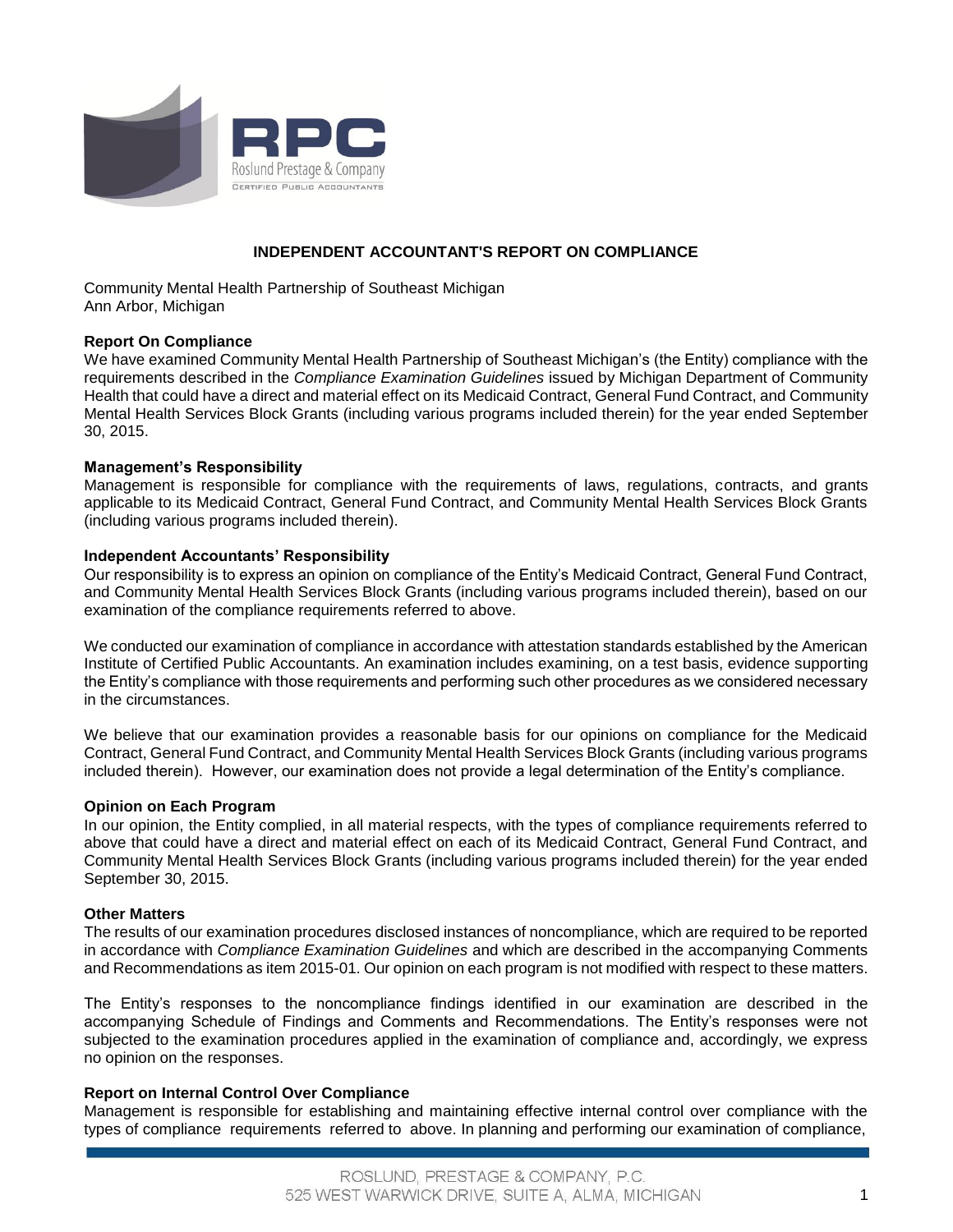## INDEPENDENT ACCOUNTANT'S REPORT ON COMPLIANCE

Community Mental Health Partnership of Southeast Michigan
Ann Arbor, Michigan

**Report On Compliance**
We have examined Community Mental Health Partnership of Southeast Michigan's (the Entity) compliance with the requirements described in the *Compliance Examination Guidelines* issued by Michigan Department of Community Health that could have a direct and material effect on its Medicaid Contract, General Fund Contract, and Community Mental Health Services Block Grants (including various programs included therein) for the year ended September 30, 2015.

**Management's Responsibility**
Management is responsible for compliance with the requirements of laws, regulations, contracts, and grants applicable to its Medicaid Contract, General Fund Contract, and Community Mental Health Services Block Grants (including various programs included therein).

**Independent Accountants' Responsibility**
Our responsibility is to express an opinion on compliance of the Entity's Medicaid Contract, General Fund Contract, and Community Mental Health Services Block Grants (including various programs included therein), based on our examination of the compliance requirements referred to above.

We conducted our examination of compliance in accordance with attestation standards established by the American Institute of Certified Public Accountants. An examination includes examining, on a test basis, evidence supporting the Entity's compliance with those requirements and performing such other procedures as we considered necessary in the circumstances.

We believe that our examination provides a reasonable basis for our opinions on compliance for the Medicaid Contract, General Fund Contract, and Community Mental Health Services Block Grants (including various programs included therein). However, our examination does not provide a legal determination of the Entity's compliance.

**Opinion on Each Program**
In our opinion, the Entity complied, in all material respects, with the types of compliance requirements referred to above that could have a direct and material effect on each of its Medicaid Contract, General Fund Contract, and Community Mental Health Services Block Grants (including various programs included therein) for the year ended September 30, 2015.

**Other Matters**
The results of our examination procedures disclosed instances of noncompliance, which are required to be reported in accordance with *Compliance Examination Guidelines* and which are described in the accompanying Comments and Recommendations as item 2015-01. Our opinion on each program is not modified with respect to these matters.

The Entity's responses to the noncompliance findings identified in our examination are described in the accompanying Schedule of Findings and Comments and Recommendations. The Entity's responses were not subjected to the examination procedures applied in the examination of compliance and, accordingly, we express no opinion on the responses.

**Report on Internal Control Over Compliance**
Management is responsible for establishing and maintaining effective internal control over compliance with the types of compliance requirements referred to above. In planning and performing our examination of compliance,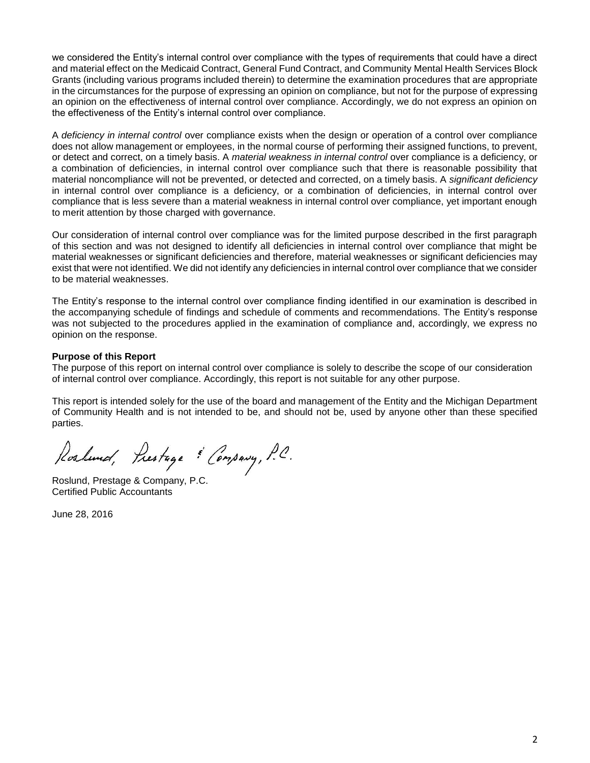we considered the Entity's internal control over compliance with the types of requirements that could have a direct and material effect on the Medicaid Contract, General Fund Contract, and Community Mental Health Services Block Grants (including various programs included therein) to determine the examination procedures that are appropriate in the circumstances for the purpose of expressing an opinion on compliance, but not for the purpose of expressing an opinion on the effectiveness of internal control over compliance. Accordingly, we do not express an opinion on the effectiveness of the Entity's internal control over compliance.

A *deficiency in internal control* over compliance exists when the design or operation of a control over compliance does not allow management or employees, in the normal course of performing their assigned functions, to prevent, or detect and correct, on a timely basis. A *material weakness in internal control* over compliance is a deficiency, or a combination of deficiencies, in internal control over compliance such that there is reasonable possibility that material noncompliance will not be prevented, or detected and corrected, on a timely basis. A *significant deficiency* in internal control over compliance is a deficiency, or a combination of deficiencies, in internal control over compliance that is less severe than a material weakness in internal control over compliance, yet important enough to merit attention by those charged with governance.

Our consideration of internal control over compliance was for the limited purpose described in the first paragraph of this section and was not designed to identify all deficiencies in internal control over compliance that might be material weaknesses or significant deficiencies and therefore, material weaknesses or significant deficiencies may exist that were not identified. We did not identify any deficiencies in internal control over compliance that we consider to be material weaknesses.

The Entity's response to the internal control over compliance finding identified in our examination is described in the accompanying schedule of findings and schedule of comments and recommendations. The Entity's response was not subjected to the procedures applied in the examination of compliance and, accordingly, we express no opinion on the response.

**Purpose of this Report**

The purpose of this report on internal control over compliance is solely to describe the scope of our consideration of internal control over compliance. Accordingly, this report is not suitable for any other purpose.

This report is intended solely for the use of the board and management of the Entity and the Michigan Department of Community Health and is not intended to be, and should not be, used by anyone other than these specified parties.

Roslund, Prestage & Company, P.C.

Roslund, Prestage & Company, P.C.
Certified Public Accountants

June 28, 2016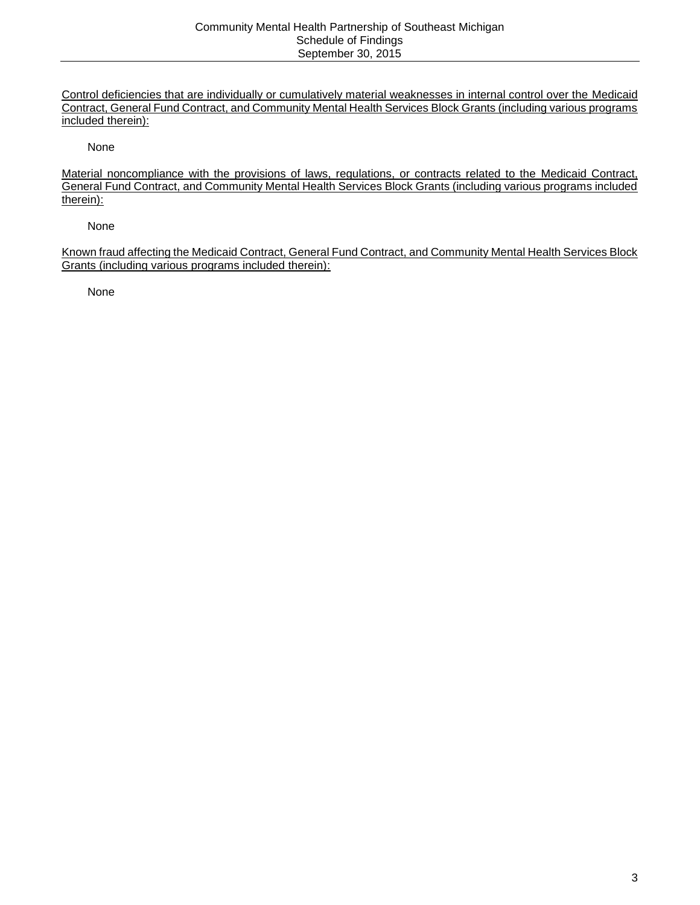Control deficiencies that are individually or cumulatively material weaknesses in internal control over the Medicaid Contract, General Fund Contract, and Community Mental Health Services Block Grants (including various programs included therein):

None

Material noncompliance with the provisions of laws, regulations, or contracts related to the Medicaid Contract, General Fund Contract, and Community Mental Health Services Block Grants (including various programs included therein):

None

Known fraud affecting the Medicaid Contract, General Fund Contract, and Community Mental Health Services Block Grants (including various programs included therein):

None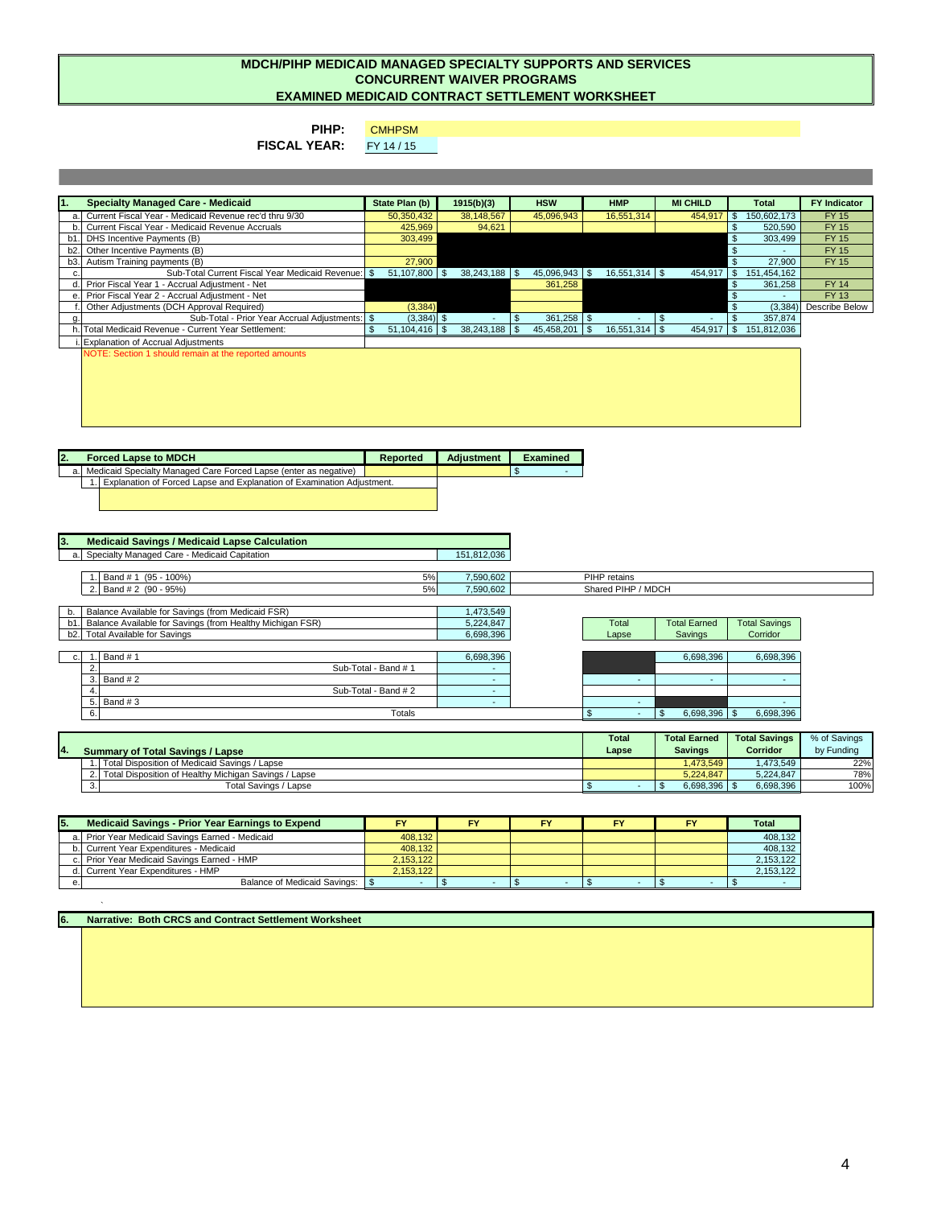# MDCH/PIHP MEDICAID MANAGED SPECIALTY SUPPORTS AND SERVICES
## CONCURRENT WAIVER PROGRAMS
## EXAMINED MEDICAID CONTRACT SETTLEMENT WORKSHEET

**PIHP:** CMHPSM
**FISCAL YEAR:** FY 14 / 15

| 1. | Specialty Managed Care - Medicaid | State Plan (b) | 1915(b)(3) | HSW | HMP | MI CHILD | Total | FY Indicator |
|---|---|---|---|---|---|---|---|---|
| a. | Current Fiscal Year - Medicaid Revenue rec'd thru 9/30 | 50,350,432 | 38,148,567 | 45,096,943 | 16,551,314 | 454,917 | $ 150,602,173 | FY 15 |
| b. | Current Fiscal Year - Medicaid Revenue Accruals | 425,969 | 94,621 | | | | $ 520,590 | FY 15 |
| b1. | DHS Incentive Payments (B) | 303,499 | | | | | $ 303,499 | FY 15 |
| b2. | Other Incentive Payments (B) | | | | | | $ - | FY 15 |
| b3. | Autism Training payments (B) | 27,900 | | | | | $ 27,900 | FY 15 |
| c. | Sub-Total Current Fiscal Year Medicaid Revenue: | $ 51,107,800 | $ 38,243,188 | $ 45,096,943 | $ 16,551,314 | $ 454,917 | $ 151,454,162 | |
| d. | Prior Fiscal Year 1 - Accrual Adjustment - Net | | | 361,258 | | | $ 361,258 | FY 14 |
| e. | Prior Fiscal Year 2 - Accrual Adjustment - Net | | | | | | $ - | FY 13 |
| f. | Other Adjustments (DCH Approval Required) | (3,384) | | | | | $ (3,384) | Describe Below |
| g. | Sub-Total - Prior Year Accrual Adjustments: | $ (3,384) | $ - | $ 361,258 | $ - | $ - | $ 357,874 | |
| h. | Total Medicaid Revenue - Current Year Settlement: | $ 51,104,416 | $ 38,243,188 | $ 45,458,201 | $ 16,551,314 | $ 454,917 | $ 151,812,036 | |
| i. | Explanation of Accrual Adjustments | | | | | | | |

NOTE: Section 1 should remain at the reported amounts

| 2. | Forced Lapse to MDCH | Reported | Adjustment | Examined |
|---|---|---|---|---|
| a. | Medicaid Specialty Managed Care Forced Lapse (enter as negative) | | | $ - |
| 1. | Explanation of Forced Lapse and Explanation of Examination Adjustment. | | | |

| 3. | Medicaid Savings / Medicaid Lapse Calculation | | |
|---|---|---|---|
| a. | Specialty Managed Care - Medicaid Capitation | | 151,812,036 |
| 1. | Band # 1 (95 - 100%) | 5% | 7,590,602 | PIHP retains |
| 2. | Band # 2 (90 - 95%) | 5% | 7,590,602 | Shared PIHP / MDCH |
| b. | Balance Available for Savings (from Medicaid FSR) | | 1,473,549 |
| b1. | Balance Available for Savings (from Healthy Michigan FSR) | | 5,224,847 |
| b2. | Total Available for Savings | | 6,698,396 |

| | | Amount | Total Lapse | Total Earned Savings | Total Savings Corridor |
|---|---|---|---|---|---|
| c. 1. | Band # 1 | 6,698,396 | | 6,698,396 | 6,698,396 |
| 2. | Sub-Total - Band # 1 | - | | | |
| 3. | Band # 2 | - | - | - | - |
| 4. | Sub-Total - Band # 2 | - | | | |
| 5. | Band # 3 | - | - | | - |
| 6. | Totals | | $ - | $ 6,698,396 | $ 6,698,396 |

| 4. | Summary of Total Savings / Lapse | Total Lapse | Total Earned Savings | Total Savings Corridor | % of Savings by Funding |
|---|---|---|---|---|---|
| 1. | Total Disposition of Medicaid Savings / Lapse | | 1,473,549 | 1,473,549 | 22% |
| 2. | Total Disposition of Healthy Michigan Savings / Lapse | | 5,224,847 | 5,224,847 | 78% |
| 3. | Total Savings / Lapse | $ - | $ 6,698,396 | $ 6,698,396 | 100% |

| 5. | Medicaid Savings - Prior Year Earnings to Expend | FY | FY | FY | FY | FY | Total |
|---|---|---|---|---|---|---|---|
| a. | Prior Year Medicaid Savings Earned - Medicaid | 408,132 | | | | | 408,132 |
| b. | Current Year Expenditures - Medicaid | 408,132 | | | | | 408,132 |
| c. | Prior Year Medicaid Savings Earned - HMP | 2,153,122 | | | | | 2,153,122 |
| d. | Current Year Expenditures - HMP | 2,153,122 | | | | | 2,153,122 |
| e. | Balance of Medicaid Savings: | $ - | $ - | $ - | $ - | $ - | $ - |

**6. Narrative: Both CRCS and Contract Settlement Worksheet**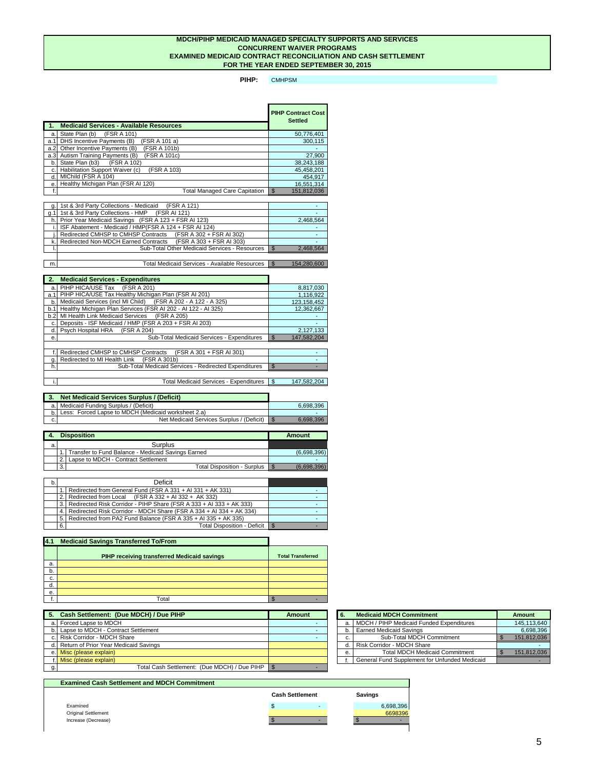**MDCH/PIHP MEDICAID MANAGED SPECIALTY SUPPORTS AND SERVICES**
**CONCURRENT WAIVER PROGRAMS**
**EXAMINED MEDICAID CONTRACT RECONCILIATION AND CASH SETTLEMENT**
**FOR THE YEAR ENDED SEPTEMBER 30, 2015**

**PIHP:** CMHPSM

| | | PIHP Contract Cost Settled |
|---|---|---|
| **1.** | **Medicaid Services - Available Resources** | |
| a. | State Plan (b) (FSR A 101) | 50,776,401 |
| a.1 | DHS Incentive Payments (B) (FSR A 101 a) | 300,115 |
| a.2 | Other Incentive Payments (B) (FSR A 101b) | - |
| a.3 | Autism Training Payments (B) (FSR A 101c) | 27,900 |
| b. | State Plan (b3) (FSR A 102) | 38,243,188 |
| c. | Habilitation Support Waiver (c) (FSR A 103) | 45,458,201 |
| d. | MIChild (FSR A 104) | 454,917 |
| e. | Healthy Michigan Plan (FSR AI 120) | 16,551,314 |
| f. | Total Managed Care Capitation | $ 151,812,036 |
| g. | 1st & 3rd Party Collections - Medicaid (FSR A 121) | - |
| g.1 | 1st & 3rd Party Collections - HMP (FSR AI 121) | - |
| h. | Prior Year Medicaid Savings (FSR A 123 + FSR AI 123) | 2,468,564 |
| i. | ISF Abatement - Medicaid / HMP(FSR A 124 + FSR AI 124) | - |
| j. | Redirected CMHSP to CMHSP Contracts (FSR A 302 + FSR AI 302) | - |
| k. | Redirected Non-MDCH Earned Contracts (FSR A 303 + FSR AI 303) | - |
| l. | Sub-Total Other Medicaid Services - Resources | $ 2,468,564 |
| m. | Total Medicaid Services - Available Resources | $ 154,280,600 |

| | | |
|---|---|---|
| **2.** | **Medicaid Services - Expenditures** | |
| a. | PIHP HICA/USE Tax (FSR A 201) | 8,817,030 |
| a.1 | PIHP HICA/USE Tax Healthy Michigan Plan (FSR AI 201) | 1,116,922 |
| b. | Medicaid Services (incl MI Child) (FSR A 202 - A 122 - A 325) | 123,158,452 |
| b.1 | Healthy Michigan Plan Services (FSR AI 202 - AI 122 - AI 325) | 12,362,667 |
| b.2 | MI Health Link Medicaid Services (FSR A 205) | - |
| c. | Deposits - ISF Medicaid / HMP (FSR A 203 + FSR AI 203) | - |
| d. | Psych Hospital HRA (FSR A 204) | 2,127,133 |
| e. | Sub-Total Medicaid Services - Expenditures | $ 147,582,204 |
| f. | Redirected CMHSP to CMHSP Contracts (FSR A 301 + FSR AI 301) | - |
| g. | Redirected to MI Health Link (FSR A 301b) | - |
| h. | Sub-Total Medicaid Services - Redirected Expenditures | $ - |
| i. | Total Medicaid Services - Expenditures | $ 147,582,204 |

| | | |
|---|---|---|
| **3.** | **Net Medicaid Services Surplus / (Deficit)** | |
| a. | Medicaid Funding Surplus / (Deficit) | 6,698,396 |
| b. | Less: Forced Lapse to MDCH (Medicaid worksheet 2.a) | - |
| c. | Net Medicaid Services Surplus / (Deficit) | $ 6,698,396 |

| | | | Amount |
|---|---|---|---|
| **4.** | **Disposition** | | |
| a. | | Surplus | |
| | 1. | Transfer to Fund Balance - Medicaid Savings Earned | (6,698,396) |
| | 2. | Lapse to MDCH - Contract Settlement | - |
| | 3. | Total Disposition - Surplus | $ (6,698,396) |
| b. | | Deficit | |
| | 1. | Redirected from General Fund (FSR A 331 + AI 331 + AK 331) | - |
| | 2. | Redirected from Local (FSR A 332 + AI 332 + AK 332) | - |
| | 3. | Redirected Risk Corridor - PIHP Share (FSR A 333 + AI 333 + AK 333) | - |
| | 4. | Redirected Risk Corridor - MDCH Share (FSR A 334 + AI 334 + AK 334) | - |
| | 5. | Redirected from PA2 Fund Balance (FSR A 335 + AI 335 + AK 335) | - |
| | 6. | Total Disposition - Deficit | $ - |

| **4.1** | **Medicaid Savings Transferred To/From** | |
|---|---|---|
| | PIHP receiving transferred Medicaid savings | Total Transferred |
| a. | | |
| b. | | |
| c. | | |
| d. | | |
| e. | | |
| f. | Total | $ - |

| **5.** | **Cash Settlement: (Due MDCH) / Due PIHP** | **Amount** |
|---|---|---|
| a. | Forced Lapse to MDCH | - |
| b. | Lapse to MDCH - Contract Settlement | - |
| c. | Risk Corridor - MDCH Share | - |
| d. | Return of Prior Year Medicaid Savings | |
| e. | Misc (please explain) | |
| f. | Misc (please explain) | |
| g. | Total Cash Settlement: (Due MDCH) / Due PIHP | $ - |

| **6.** | **Medicaid MDCH Commitment** | **Amount** |
|---|---|---|
| a. | MDCH / PIHP Medicaid Funded Expenditures | 145,113,640 |
| b. | Earned Medicaid Savings | 6,698,396 |
| c. | Sub-Total MDCH Commitment | $ 151,812,036 |
| d. | Risk Corridor - MDCH Share | - |
| e. | Total MDCH Medicaid Commitment | $ 151,812,036 |
| f. | General Fund Supplement for Unfunded Medicaid | - |

**Examined Cash Settlement and MDCH Commitment**

| | Cash Settlement | Savings |
|---|---|---|
| Examined | $ - | 6,698,396 |
| Original Settlement | | 6698396 |
| Increase (Decrease) | $ - | $ - |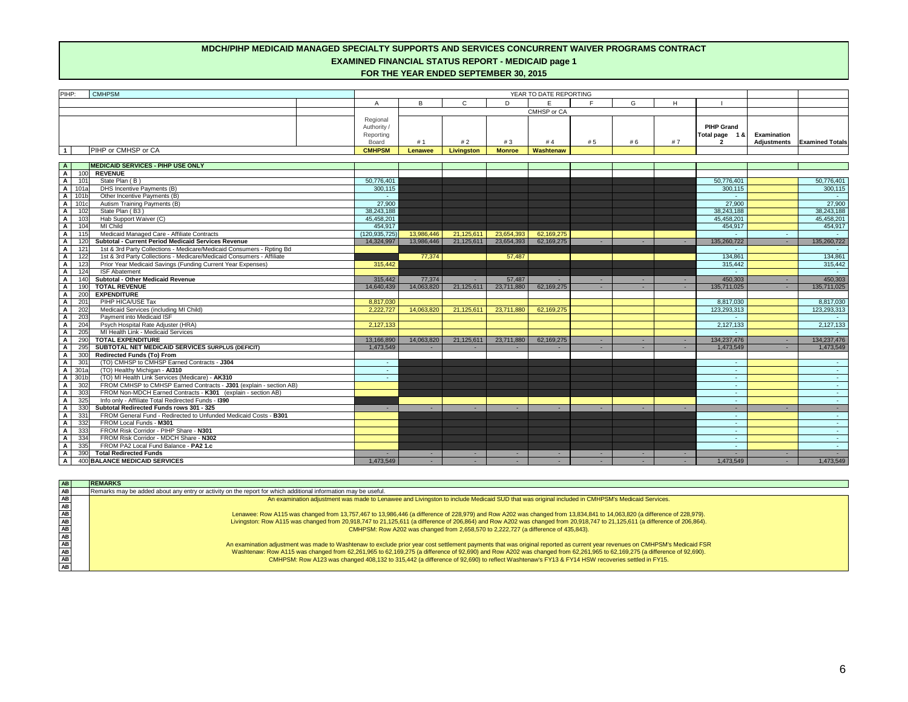# MDCH/PIHP MEDICAID MANAGED SPECIALTY SUPPORTS AND SERVICES CONCURRENT WAIVER PROGRAMS CONTRACT

## EXAMINED FINANCIAL STATUS REPORT - MEDICAID page 1

## FOR THE YEAR ENDED SEPTEMBER 30, 2015

| | | | YEAR TO DATE REPORTING | | | | | | | | | | |
|---|---|---|---|---|---|---|---|---|---|---|---|---|---|
| PIHP: | | CMHPSM | A | B | C | D | E | F | G | H | I | | |
| | | | | CMHSP or CA | | | | | | | | | |
| | | | Regional Authority / Reporting Board | # 1 | # 2 | # 3 | # 4 | # 5 | # 6 | # 7 | PIHP Grand Total page 1 & 2 | Examination Adjustments | Examined Totals |
| 1 | | PIHP or CMHSP or CA | **CMHPSM** | **Lenawee** | **Livingston** | **Monroe** | **Washtenaw** | | | | | | |
| **A** | | **MEDICAID SERVICES - PIHP USE ONLY** | | | | | | | | | | | |
| A | 100 | **REVENUE** | | | | | | | | | | | |
| A | 101 | State Plan ( B ) | 50,776,401 | | | | | | | | 50,776,401 | | 50,776,401 |
| A | 101a | DHS Incentive Payments (B) | 300,115 | | | | | | | | 300,115 | | 300,115 |
| A | 101b | Other Incentive Payments (B) | - | | | | | | | | - | | - |
| A | 101c | Autism Training Payments (B) | 27,900 | | | | | | | | 27,900 | | 27,900 |
| A | 102 | State Plan ( B3 ) | 38,243,188 | | | | | | | | 38,243,188 | | 38,243,188 |
| A | 103 | Hab Support Waiver (C) | 45,458,201 | | | | | | | | 45,458,201 | | 45,458,201 |
| A | 104 | MI Child | 454,917 | | | | | | | | 454,917 | | 454,917 |
| A | 115 | Medicaid Managed Care - Affiliate Contracts | (120,935,725) | 13,986,446 | 21,125,611 | 23,654,393 | 62,169,275 | | | | - | - | - |
| A | 120 | **Subtotal - Current Period Medicaid Services Revenue** | 14,324,997 | 13,986,446 | 21,125,611 | 23,654,393 | 62,169,275 | - | - | - | 135,260,722 | - | 135,260,722 |
| A | 121 | 1st & 3rd Party Collections - Medicare/Medicaid Consumers - Rpting Bd | | | | | | | | | - | | - |
| A | 122 | 1st & 3rd Party Collections - Medicare/Medicaid Consumers - Affiliate | | 77,374 | | 57,487 | | | | | 134,861 | | 134,861 |
| A | 123 | Prior Year Medicaid Savings (Funding Current Year Expenses) | 315,442 | | | | | | | | 315,442 | | 315,442 |
| A | 124 | ISF Abatement | | | | | | | | | - | | - |
| A | 140 | **Subtotal - Other Medicaid Revenue** | 315,442 | 77,374 | - | 57,487 | - | - | - | - | 450,303 | - | 450,303 |
| A | 190 | **TOTAL REVENUE** | 14,640,439 | 14,063,820 | 21,125,611 | 23,711,880 | 62,169,275 | - | - | - | 135,711,025 | - | 135,711,025 |
| A | 200 | **EXPENDITURE** | | | | | | | | | | | |
| A | 201 | PIHP HICA/USE Tax | 8,817,030 | | | | | | | | 8,817,030 | | 8,817,030 |
| A | 202 | Medicaid Services (including MI Child) | 2,222,727 | 14,063,820 | 21,125,611 | 23,711,880 | 62,169,275 | | | | 123,293,313 | | 123,293,313 |
| A | 203 | Payment into Medicaid ISF | | | | | | | | | - | | - |
| A | 204 | Psych Hospital Rate Adjuster (HRA) | 2,127,133 | | | | | | | | 2,127,133 | | 2,127,133 |
| A | 205 | MI Health Link - Medicaid Services | | | | | | | | | - | | - |
| A | 290 | **TOTAL EXPENDITURE** | 13,166,890 | 14,063,820 | 21,125,611 | 23,711,880 | 62,169,275 | - | - | - | 134,237,476 | - | 134,237,476 |
| A | 295 | **SUBTOTAL NET MEDICAID SERVICES SURPLUS (DEFICIT)** | 1,473,549 | - | - | - | - | - | - | - | 1,473,549 | - | 1,473,549 |
| A | 300 | **Redirected Funds (To) From** | | | | | | | | | | | |
| A | 301 | (TO) CMHSP to CMHSP Earned Contracts - **J304** | - | | | | | | | | - | | - |
| A | 301a | (TO) Healthy Michigan - **AI310** | - | | | | | | | | - | | - |
| A | 301b | (TO) MI Health Link Services (Medicare) - **AK310** | - | | | | | | | | - | | - |
| A | 302 | FROM CMHSP to CMHSP Earned Contracts - **J301** (explain - section AB) | | | | | | | | | - | | - |
| A | 303 | FROM Non-MDCH Earned Contracts - **K301** (explain - section AB) | | | | | | | | | - | | - |
| A | 325 | Info only - Affiliate Total Redirected Funds - **I390** | | | | | | | | | - | | - |
| A | 330 | **Subtotal Redirected Funds rows 301 - 325** | - | - | - | - | - | - | - | - | - | - | - |
| A | 331 | FROM General Fund - Redirected to Unfunded Medicaid Costs - **B301** | | | | | | | | | - | | - |
| A | 332 | FROM Local Funds - **M301** | | | | | | | | | - | | - |
| A | 333 | FROM Risk Corridor - PIHP Share - **N301** | | | | | | | | | - | | - |
| A | 334 | FROM Risk Corridor - MDCH Share - **N302** | | | | | | | | | - | | - |
| A | 335 | FROM PA2 Local Fund Balance - **PA2 1.c** | | | | | | | | | - | | - |
| A | 390 | **Total Redirected Funds** | - | - | - | - | - | - | - | - | - | - | - |
| A | 400 | **BALANCE MEDICAID SERVICES** | 1,473,549 | - | - | - | - | - | - | - | 1,473,549 | - | 1,473,549 |

| AB | REMARKS |
|---|---|
| AB | Remarks may be added about any entry or activity on the report for which additional information may be useful. |
| AB | An examination adjustment was made to Lenawee and Livingston to include Medicaid SUD that was original included in CMHPSM's Medicaid Services. |
| AB | |
| AB | Lenawee: Row A115 was changed from 13,757,467 to 13,986,446 (a difference of 228,979) and Row A202 was changed from 13,834,841 to 14,063,820 (a difference of 228,979). |
| AB | Livingston: Row A115 was changed from 20,918,747 to 21,125,611 (a difference of 206,864) and Row A202 was changed from 20,918,747 to 21,125,611 (a difference of 206,864). |
| AB | CMHPSM: Row A202 was changed from 2,658,570 to 2,222,727 (a difference of 435,843). |
| AB | |
| AB | An examination adjustment was made to Washtenaw to exclude prior year cost settlement payments that was original reported as current year revenues on CMHPSM's Medicaid FSR |
| AB | Washtenaw: Row A115 was changed from 62,261,965 to 62,169,275 (a difference of 92,690) and Row A202 was changed from 62,261,965 to 62,169,275 (a difference of 92,690). |
| AB | CMHPSM: Row A123 was changed 408,132 to 315,442 (a difference of 92,690) to reflect Washtenaw's FY13 & FY14 HSW recoveries settled in FY15. |
| AB | |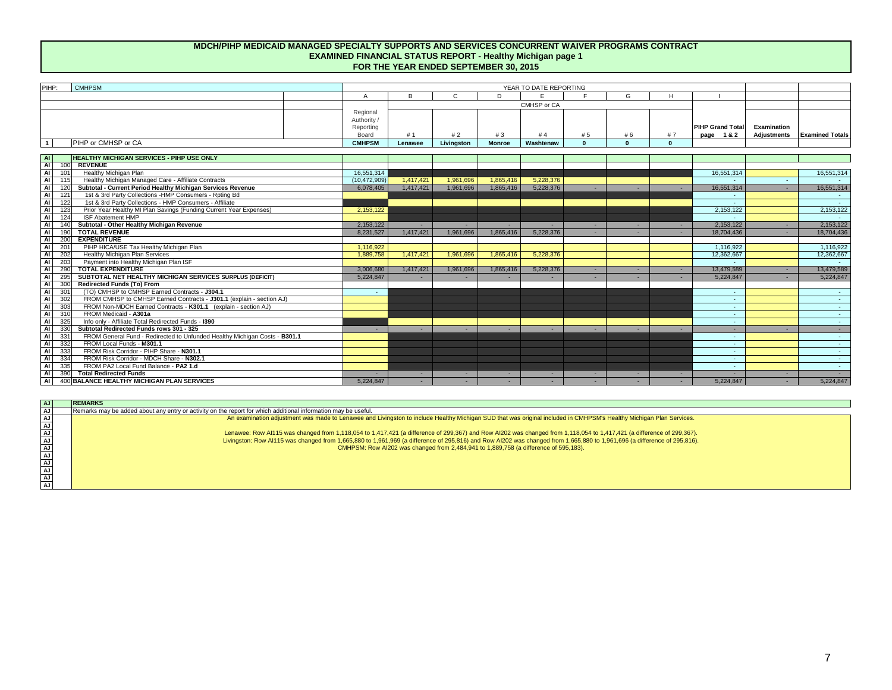# MDCH/PIHP MEDICAID MANAGED SPECIALTY SUPPORTS AND SERVICES CONCURRENT WAIVER PROGRAMS CONTRACT
## EXAMINED FINANCIAL STATUS REPORT - Healthy Michigan page 1
## FOR THE YEAR ENDED SEPTEMBER 30, 2015

| | | | A | B | C | D | E | F | G | H | I | | |
|---|---|---|---|---|---|---|---|---|---|---|---|---|---|
| PIHP: | | CMHPSM | YEAR TO DATE REPORTING | | | | | | | | | | |
| | | | | CMHSP or CA | | | | | | | | | |
| | | | Regional Authority / Reporting Board | # 1 | # 2 | # 3 | # 4 | # 5 | # 6 | # 7 | PIHP Grand Total page 1 & 2 | Examination Adjustments | Examined Totals |
| 1 | | PIHP or CMHSP or CA | CMHPSM | Lenawee | Livingston | Monroe | Washtenaw | 0 | 0 | 0 | | | |
| AI | | HEALTHY MICHIGAN SERVICES - PIHP USE ONLY | | | | | | | | | | | |
| AI | 100 | REVENUE | | | | | | | | | | | |
| AI | 101 | Healthy Michigan Plan | 16,551,314 | | | | | | | | 16,551,314 | | 16,551,314 |
| AI | 115 | Healthy Michigan Managed Care - Affiliate Contracts | (10,472,909) | 1,417,421 | 1,961,696 | 1,865,416 | 5,228,376 | | | | - | - | - |
| AI | 120 | Subtotal - Current Period Healthy Michigan Services Revenue | 6,078,405 | 1,417,421 | 1,961,696 | 1,865,416 | 5,228,376 | - | - | - | 16,551,314 | - | 16,551,314 |
| AI | 121 | 1st & 3rd Party Collections -HMP Consumers - Rpting Bd | | | | | | | | | - | | - |
| AI | 122 | 1st & 3rd Party Collections - HMP Consumers - Affiliate | | | | | | | | | - | | - |
| AI | 123 | Prior Year Healthy MI Plan Savings (Funding Current Year Expenses) | 2,153,122 | | | | | | | | 2,153,122 | | 2,153,122 |
| AI | 124 | ISF Abatement HMP | | | | | | | | | - | | - |
| AI | 140 | Subtotal - Other Healthy Michigan Revenue | 2,153,122 | - | - | - | - | - | - | - | 2,153,122 | - | 2,153,122 |
| AI | 190 | TOTAL REVENUE | 8,231,527 | 1,417,421 | 1,961,696 | 1,865,416 | 5,228,376 | - | - | - | 18,704,436 | - | 18,704,436 |
| AI | 200 | EXPENDITURE | | | | | | | | | | | |
| AI | 201 | PIHP HICA/USE Tax Healthy Michigan Plan | 1,116,922 | | | | | | | | 1,116,922 | | 1,116,922 |
| AI | 202 | Healthy Michigan Plan Services | 1,889,758 | 1,417,421 | 1,961,696 | 1,865,416 | 5,228,376 | | | | 12,362,667 | | 12,362,667 |
| AI | 203 | Payment into Healthy Michigan Plan ISF | | | | | | | | | - | | - |
| AI | 290 | TOTAL EXPENDITURE | 3,006,680 | 1,417,421 | 1,961,696 | 1,865,416 | 5,228,376 | - | - | - | 13,479,589 | - | 13,479,589 |
| AI | 295 | SUBTOTAL NET HEALTHY MICHIGAN SERVICES SURPLUS (DEFICIT) | 5,224,847 | - | - | - | - | - | - | - | 5,224,847 | - | 5,224,847 |
| AI | 300 | Redirected Funds (To) From | | | | | | | | | | | |
| AI | 301 | (TO) CMHSP to CMHSP Earned Contracts - J304.1 | - | | | | | | | | - | | - |
| AI | 302 | FROM CMHSP to CMHSP Earned Contracts - J301.1 (explain - section AJ) | | | | | | | | | - | | - |
| AI | 303 | FROM Non-MDCH Earned Contracts - K301.1 (explain - section AJ) | | | | | | | | | - | | - |
| AI | 310 | FROM Medicaid - A301a | | | | | | | | | - | | - |
| AI | 325 | Info only - Affiliate Total Redirected Funds - I390 | | | | | | | | | - | | - |
| AI | 330 | Subtotal Redirected Funds rows 301 - 325 | - | - | - | - | - | - | - | - | - | - | - |
| AI | 331 | FROM General Fund - Redirected to Unfunded Healthy Michigan Costs - B301.1 | | | | | | | | | - | | - |
| AI | 332 | FROM Local Funds - M301.1 | | | | | | | | | - | | - |
| AI | 333 | FROM Risk Corridor - PIHP Share - N301.1 | | | | | | | | | - | | - |
| AI | 334 | FROM Risk Corridor - MDCH Share - N302.1 | | | | | | | | | - | | - |
| AI | 335 | FROM PA2 Local Fund Balance - PA2 1.d | | | | | | | | | - | | - |
| AI | 390 | Total Redirected Funds | - | - | - | - | - | - | - | - | - | - | - |
| AI | 400 | BALANCE HEALTHY MICHIGAN PLAN SERVICES | 5,224,847 | - | - | - | - | - | - | - | 5,224,847 | - | 5,224,847 |

| AJ | REMARKS |
|---|---|
| AJ | Remarks may be added about any entry or activity on the report for which additional information may be useful. |
| AJ | An examination adjustment was made to Lenawee and Livingston to include Healthy Michigan SUD that was original included in CMHPSM's Healthy Michigan Plan Services. |
| AJ | |
| AJ | Lenawee: Row AI115 was changed from 1,118,054 to 1,417,421 (a difference of 299,367) and Row AI202 was changed from 1,118,054 to 1,417,421 (a difference of 299,367). |
| AJ | Livingston: Row AI115 was changed from 1,665,880 to 1,961,969 (a difference of 295,816) and Row AI202 was changed from 1,665,880 to 1,961,696 (a difference of 295,816). |
| AJ | CMHPSM: Row AI202 was changed from 2,484,941 to 1,889,758 (a difference of 595,183). |
| AJ | |
| AJ | |
| AJ | |
| AJ | |
| AJ | |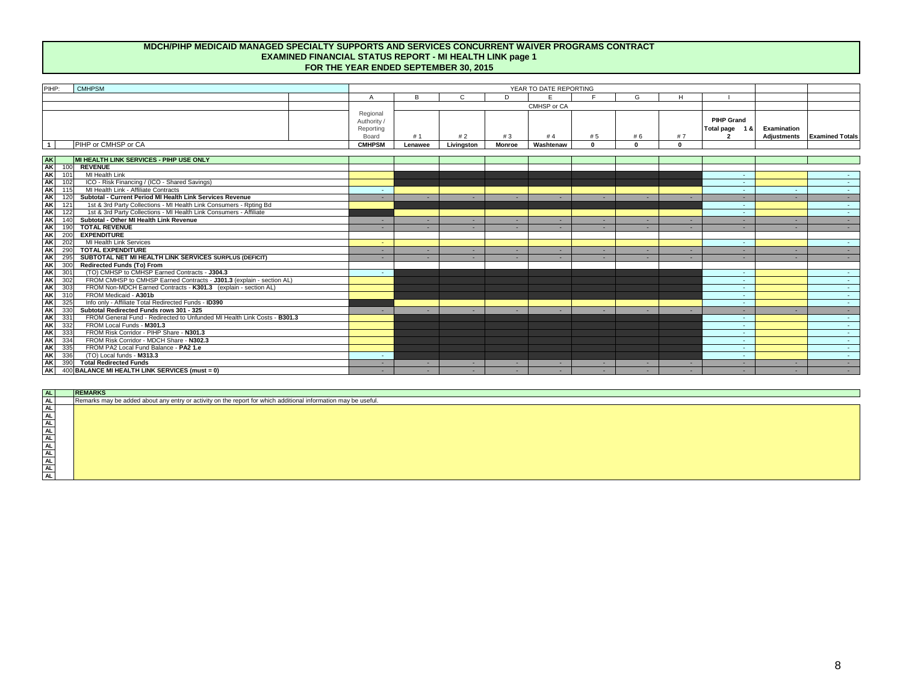# MDCH/PIHP MEDICAID MANAGED SPECIALTY SUPPORTS AND SERVICES CONCURRENT WAIVER PROGRAMS CONTRACT
## EXAMINED FINANCIAL STATUS REPORT - MI HEALTH LINK page 1
## FOR THE YEAR ENDED SEPTEMBER 30, 2015

| PIHP: | | CMHPSM | YEAR TO DATE REPORTING | | | | | | | | | | |
|---|---|---|---|---|---|---|---|---|---|---|---|---|---|
| | | | A | B | C | D | E | F | G | H | I | | |
| | | | | | | | CMHSP or CA | | | | | | |
| | | | Regional Authority / Reporting Board | # 1 | # 2 | # 3 | # 4 | # 5 | # 6 | # 7 | PIHP Grand Total page 1 & 2 | Examination Adjustments | Examined Totals |
| 1 | | PIHP or CMHSP or CA | CMHPSM | Lenawee | Livingston | Monroe | Washtenaw | 0 | 0 | 0 | | | |
| AK | | **MI HEALTH LINK SERVICES - PIHP USE ONLY** | | | | | | | | | | | |
| AK | 100 | **REVENUE** | | | | | | | | | | | |
| AK | 101 | MI Health Link | | | | | | | | | - | | - |
| AK | 102 | ICO - Risk Financing / (ICO - Shared Savings) | | | | | | | | | - | | - |
| AK | 115 | MI Health Link - Affiliate Contracts | - | | | | | | | | - | - | - |
| AK | 120 | **Subtotal - Current Period MI Health Link Services Revenue** | - | - | - | - | - | - | - | - | - | - | - |
| AK | 121 | 1st & 3rd Party Collections - MI Health Link Consumers - Rpting Bd | | | | | | | | | - | | - |
| AK | 122 | 1st & 3rd Party Collections - MI Health Link Consumers - Affiliate | | | | | | | | | - | | - |
| AK | 140 | **Subtotal - Other MI Health Link Revenue** | - | - | - | - | - | - | - | - | - | - | - |
| AK | 190 | **TOTAL REVENUE** | - | - | - | - | - | - | - | - | - | - | - |
| AK | 200 | **EXPENDITURE** | | | | | | | | | | | |
| AK | 202 | MI Health Link Services | - | | | | | | | | - | | - |
| AK | 290 | **TOTAL EXPENDITURE** | - | - | - | - | - | - | - | - | - | - | - |
| AK | 295 | **SUBTOTAL NET MI HEALTH LINK SERVICES SURPLUS (DEFICIT)** | - | - | - | - | - | - | - | - | - | - | - |
| AK | 300 | **Redirected Funds (To) From** | | | | | | | | | | | |
| AK | 301 | (TO) CMHSP to CMHSP Earned Contracts - **J304.3** | - | | | | | | | | - | | - |
| AK | 302 | FROM CMHSP to CMHSP Earned Contracts - **J301.3** (explain - section AL) | | | | | | | | | - | | - |
| AK | 303 | FROM Non-MDCH Earned Contracts - **K301.3** (explain - section AL) | | | | | | | | | - | | - |
| AK | 310 | FROM Medicaid - **A301b** | | | | | | | | | - | | - |
| AK | 325 | Info only - Affiliate Total Redirected Funds - **ID390** | | | | | | | | | - | | - |
| AK | 330 | **Subtotal Redirected Funds rows 301 - 325** | - | - | - | - | - | - | - | - | - | - | - |
| AK | 331 | FROM General Fund - Redirected to Unfunded MI Health Link Costs - **B301.3** | | | | | | | | | - | | - |
| AK | 332 | FROM Local Funds - **M301.3** | | | | | | | | | - | | - |
| AK | 333 | FROM Risk Corridor - PIHP Share - **N301.3** | | | | | | | | | - | | - |
| AK | 334 | FROM Risk Corridor - MDCH Share - **N302.3** | | | | | | | | | - | | - |
| AK | 335 | FROM PA2 Local Fund Balance - **PA2 1.e** | | | | | | | | | - | | - |
| AK | 336 | (TO) Local funds - **M313.3** | - | | | | | | | | - | | - |
| AK | 390 | **Total Redirected Funds** | - | - | - | - | - | - | - | - | - | - | - |
| AK | 400 | **BALANCE MI HEALTH LINK SERVICES (must = 0)** | - | - | - | - | - | - | - | - | - | - | - |

| AL | **REMARKS** |
|---|---|
| AL | Remarks may be added about any entry or activity on the report for which additional information may be useful. |
| AL | |
| AL | |
| AL | |
| AL | |
| AL | |
| AL | |
| AL | |
| AL | |
| AL | |
| AL | |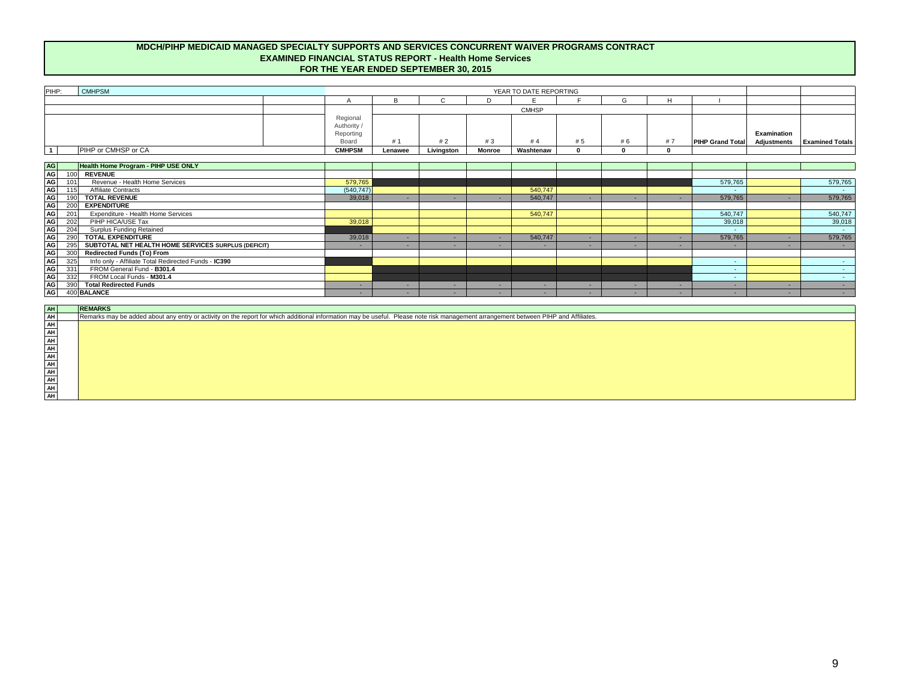# MDCH/PIHP MEDICAID MANAGED SPECIALTY SUPPORTS AND SERVICES CONCURRENT WAIVER PROGRAMS CONTRACT
## EXAMINED FINANCIAL STATUS REPORT - Health Home Services
## FOR THE YEAR ENDED SEPTEMBER 30, 2015

| PIHP: | | CMHPSM | YEAR TO DATE REPORTING | | | | | | | | | | |
|---|---|---|---|---|---|---|---|---|---|---|---|---|---|
| | | | A | B | C | D | E | F | G | H | I | | |
| | | | | CMHSP | | | | | | | | | |
| | | | Regional Authority / Reporting Board | # 1 | # 2 | # 3 | # 4 | # 5 | # 6 | # 7 | PIHP Grand Total | Examination Adjustments | Examined Totals |
| 1 | | PIHP or CMHSP or CA | CMHPSM | Lenawee | Livingston | Monroe | Washtenaw | 0 | 0 | 0 | | | |
| AG | | **Health Home Program - PIHP USE ONLY** | | | | | | | | | | | |
| AG | 100 | **REVENUE** | | | | | | | | | | | |
| AG | 101 | Revenue - Health Home Services | 579,765 | | | | | | | | 579,765 | | 579,765 |
| AG | 115 | Affiliate Contracts | (540,747) | | | | 540,747 | | | | - | | - |
| AG | 190 | **TOTAL REVENUE** | 39,018 | - | - | - | 540,747 | - | - | - | 579,765 | - | 579,765 |
| AG | 200 | **EXPENDITURE** | | | | | | | | | | | |
| AG | 201 | Expenditure - Health Home Services | | | | | 540,747 | | | | 540,747 | | 540,747 |
| AG | 202 | PIHP HICA/USE Tax | 39,018 | | | | | | | | 39,018 | | 39,018 |
| AG | 204 | Surplus Funding Retained | | | | | | | | | - | | - |
| AG | 290 | **TOTAL EXPENDITURE** | 39,018 | - | - | - | 540,747 | - | - | - | 579,765 | - | 579,765 |
| AG | 295 | **SUBTOTAL NET HEALTH HOME SERVICES SURPLUS (DEFICIT)** | - | - | - | - | - | - | - | - | - | - | - |
| AG | 300 | **Redirected Funds (To) From** | | | | | | | | | | | |
| AG | 325 | Info only - Affiliate Total Redirected Funds - **IC390** | | | | | | | | | - | | - |
| AG | 331 | FROM General Fund - **B301.4** | | | | | | | | | - | | - |
| AG | 332 | FROM Local Funds - **M301.4** | | | | | | | | | - | | - |
| AG | 390 | **Total Redirected Funds** | - | - | - | - | - | - | - | - | - | - | - |
| AG | 400 | **BALANCE** | - | - | - | - | - | - | - | - | - | - | - |

| AH | **REMARKS** |
|---|---|
| AH | Remarks may be added about any entry or activity on the report for which additional information may be useful. Please note risk management arrangement between PIHP and Affiliates. |
| AH | |
| AH | |
| AH | |
| AH | |
| AH | |
| AH | |
| AH | |
| AH | |
| AH | |
| AH | |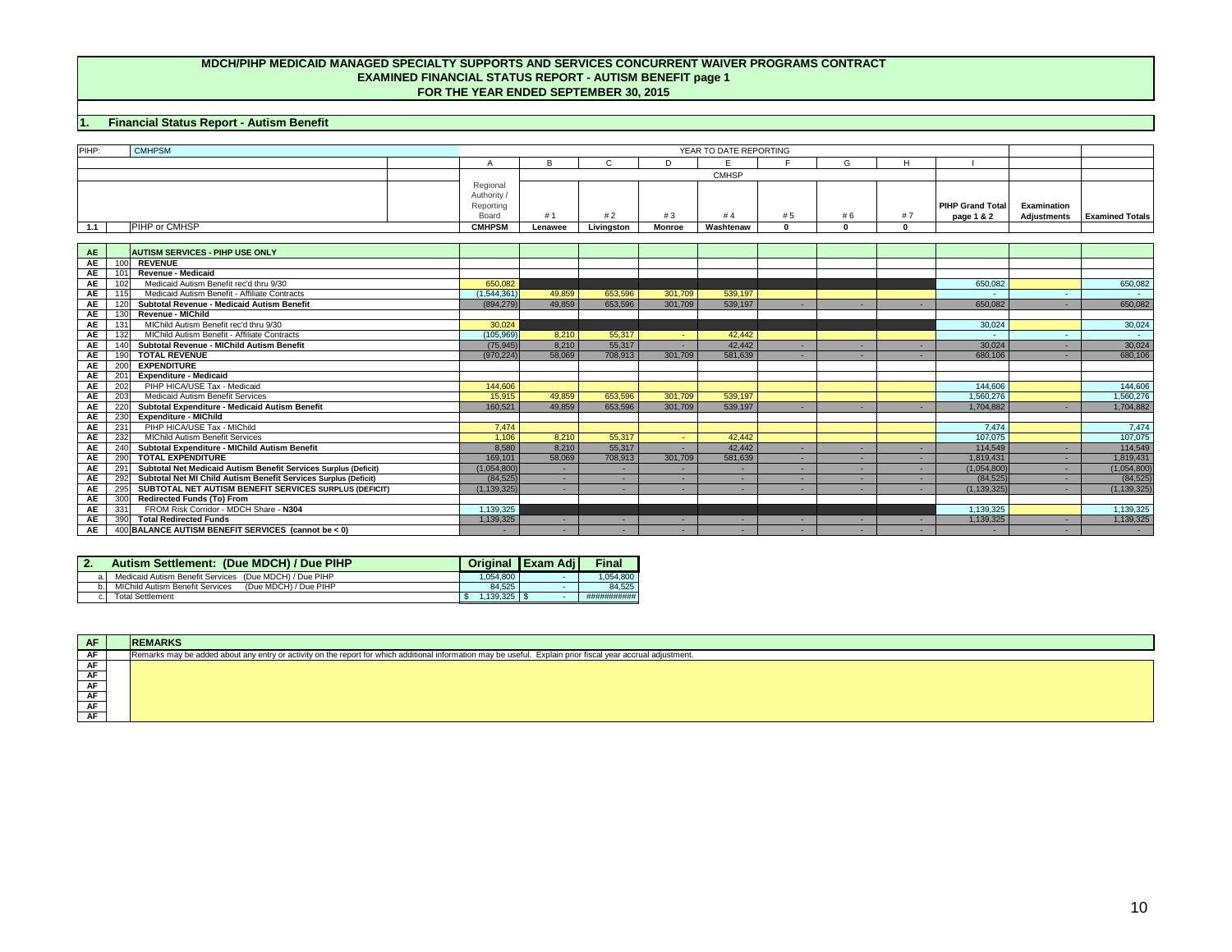# MDCH/PIHP MEDICAID MANAGED SPECIALTY SUPPORTS AND SERVICES CONCURRENT WAIVER PROGRAMS CONTRACT
## EXAMINED FINANCIAL STATUS REPORT - AUTISM BENEFIT page 1
## FOR THE YEAR ENDED SEPTEMBER 30, 2015

## 1. Financial Status Report - Autism Benefit

| PIHP: | | CMHPSM | YEAR TO DATE REPORTING | | | | | | | | | | |
|---|---|---|---|---|---|---|---|---|---|---|---|---|---|
| | | | A | B | C | D | E | F | G | H | I | | |
| | | | | CMHSP | | | | | | | | | |
| | | | Regional Authority / Reporting Board | # 1 | # 2 | # 3 | # 4 | # 5 | # 6 | # 7 | PIHP Grand Total page 1 & 2 | Examination Adjustments | Examined Totals |
| 1.1 | | PIHP or CMHSP | CMHPSM | Lenawee | Livingston | Monroe | Washtenaw | 0 | 0 | 0 | | | |
| AE | | **AUTISM SERVICES - PIHP USE ONLY** | | | | | | | | | | | |
| AE | 100 | **REVENUE** | | | | | | | | | | | |
| AE | 101 | **Revenue - Medicaid** | | | | | | | | | | | |
| AE | 102 | Medicaid Autism Benefit rec'd thru 9/30 | 650,082 | | | | | | | | 650,082 | | 650,082 |
| AE | 115 | Medicaid Autism Benefit - Affiliate Contracts | (1,544,361) | 49,859 | 653,596 | 301,709 | 539,197 | | | | - | - | - |
| AE | 120 | **Subtotal Revenue - Medicaid Autism Benefit** | (894,279) | 49,859 | 653,596 | 301,709 | 539,197 | - | - | - | 650,082 | - | 650,082 |
| AE | 130 | **Revenue - MIChild** | | | | | | | | | | | |
| AE | 131 | MIChild Autism Benefit rec'd thru 9/30 | 30,024 | | | | | | | | 30,024 | | 30,024 |
| AE | 132 | MIChild Autism Benefit - Affiliate Contracts | (105,969) | 8,210 | 55,317 | - | 42,442 | | | | - | - | - |
| AE | 140 | **Subtotal Revenue - MIChild Autism Benefit** | (75,945) | 8,210 | 55,317 | - | 42,442 | - | - | - | 30,024 | - | 30,024 |
| AE | 190 | **TOTAL REVENUE** | (970,224) | 58,069 | 708,913 | 301,709 | 581,639 | - | - | - | 680,106 | - | 680,106 |
| AE | 200 | **EXPENDITURE** | | | | | | | | | | | |
| AE | 201 | **Expenditure - Medicaid** | | | | | | | | | | | |
| AE | 202 | PIHP HICA/USE Tax - Medicaid | 144,606 | | | | | | | | 144,606 | | 144,606 |
| AE | 203 | Medicaid Autism Benefit Services | 15,915 | 49,859 | 653,596 | 301,709 | 539,197 | | | | 1,560,276 | | 1,560,276 |
| AE | 220 | **Subtotal Expenditure - Medicaid Autism Benefit** | 160,521 | 49,859 | 653,596 | 301,709 | 539,197 | - | - | - | 1,704,882 | - | 1,704,882 |
| AE | 230 | **Expenditure - MIChild** | | | | | | | | | | | |
| AE | 231 | PIHP HICA/USE Tax - MIChild | 7,474 | | | | | | | | 7,474 | | 7,474 |
| AE | 232 | MIChild Autism Benefit Services | 1,106 | 8,210 | 55,317 | - | 42,442 | | | | 107,075 | | 107,075 |
| AE | 240 | **Subtotal Expenditure - MIChild Autism Benefit** | 8,580 | 8,210 | 55,317 | - | 42,442 | - | - | - | 114,549 | - | 114,549 |
| AE | 290 | **TOTAL EXPENDITURE** | 169,101 | 58,069 | 708,913 | 301,709 | 581,639 | - | - | - | 1,819,431 | - | 1,819,431 |
| AE | 291 | **Subtotal Net Medicaid Autism Benefit Services Surplus (Deficit)** | (1,054,800) | - | - | - | - | - | - | - | (1,054,800) | - | (1,054,800) |
| AE | 292 | **Subtotal Net MI Child Autism Benefit Services Surplus (Deficit)** | (84,525) | - | - | - | - | - | - | - | (84,525) | - | (84,525) |
| AE | 295 | **SUBTOTAL NET AUTISM BENEFIT SERVICES SURPLUS (DEFICIT)** | (1,139,325) | - | - | - | - | - | - | - | (1,139,325) | - | (1,139,325) |
| AE | 300 | **Redirected Funds (To) From** | | | | | | | | | | | |
| AE | 331 | FROM Risk Corridor - MDCH Share - **N304** | 1,139,325 | | | | | | | | 1,139,325 | | 1,139,325 |
| AE | 390 | **Total Redirected Funds** | 1,139,325 | - | - | - | - | - | - | - | 1,139,325 | - | 1,139,325 |
| AE | 400 | **BALANCE AUTISM BENEFIT SERVICES (cannot be < 0)** | - | - | - | - | - | - | - | - | - | - | - |

| 2. | Autism Settlement: (Due MDCH) / Due PIHP | Original | Exam Adj | Final |
|---|---|---|---|---|
| a. | Medicaid Autism Benefit Services (Due MDCH) / Due PIHP | 1,054,800 | - | 1,054,800 |
| b. | MIChild Autism Benefit Services (Due MDCH) / Due PIHP | 84,525 | - | 84,525 |
| c. | Total Settlement | $ 1,139,325 | $ - | ########### |

| AF | REMARKS |
|---|---|
| AF | Remarks may be added about any entry or activity on the report for which additional information may be useful. Explain prior fiscal year accrual adjustment. |
| AF | |
| AF | |
| AF | |
| AF | |
| AF | |
| AF | |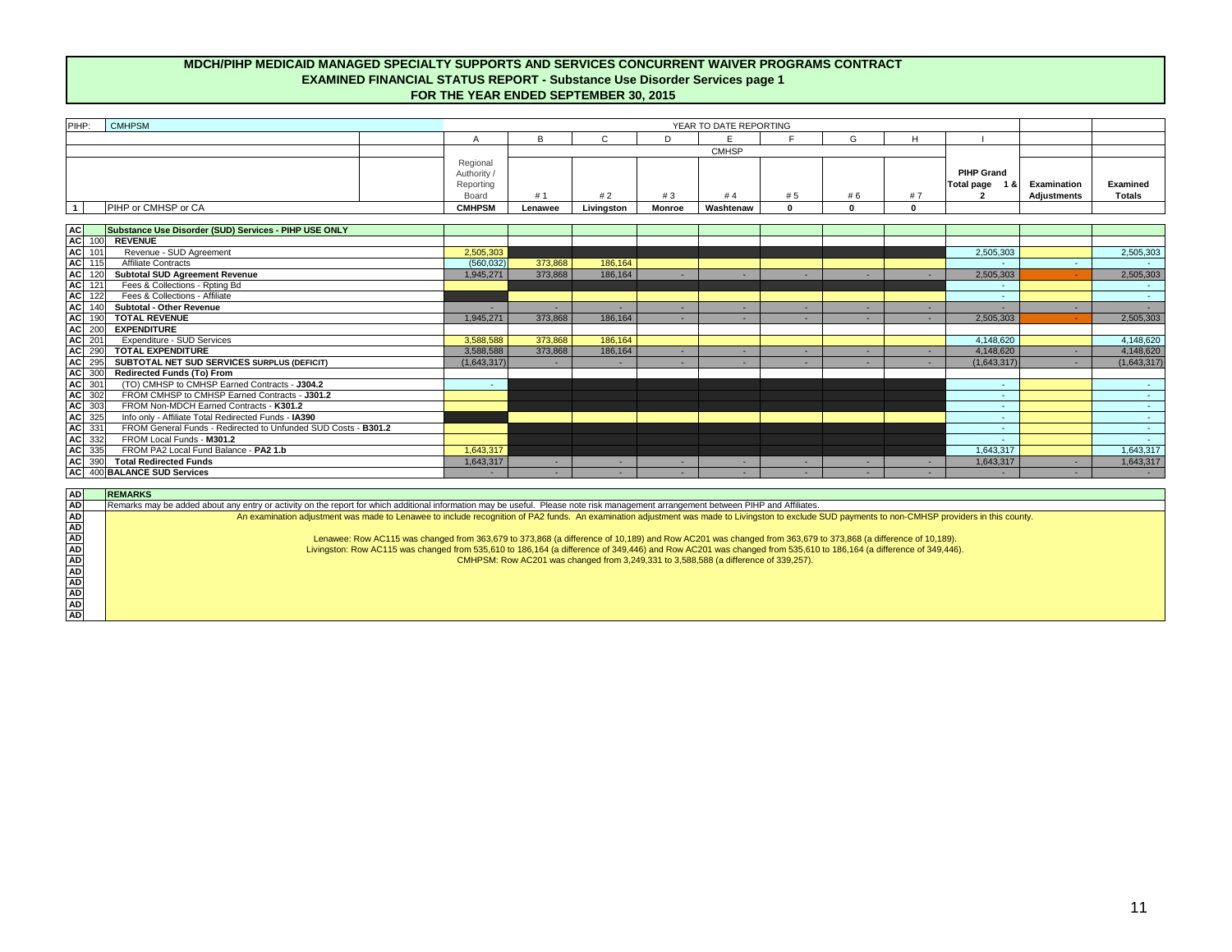# MDCH/PIHP MEDICAID MANAGED SPECIALTY SUPPORTS AND SERVICES CONCURRENT WAIVER PROGRAMS CONTRACT

## EXAMINED FINANCIAL STATUS REPORT - Substance Use Disorder Services page 1

## FOR THE YEAR ENDED SEPTEMBER 30, 2015

| PIHP: | | CMHPSM | A | B | C | D | E | F | G | H | I | | |
|---|---|---|---|---|---|---|---|---|---|---|---|---|---|
| | | | YEAR TO DATE REPORTING | | | | | | | | | | |
| | | | | CMHSP | | | | | | | | | |
| | | | Regional Authority / Reporting Board | # 1 | # 2 | # 3 | # 4 | # 5 | # 6 | # 7 | PIHP Grand Total page 1 & 2 | Examination Adjustments | Examined Totals |
| 1 | | PIHP or CMHSP or CA | CMHPSM | Lenawee | Livingston | Monroe | Washtenaw | 0 | 0 | 0 | | | |
| AC | | **Substance Use Disorder (SUD) Services - PIHP USE ONLY** | | | | | | | | | | | |
| AC | 100 | **REVENUE** | | | | | | | | | | | |
| AC | 101 | Revenue - SUD Agreement | 2,505,303 | | | | | | | | 2,505,303 | | 2,505,303 |
| AC | 115 | Affiliate Contracts | (560,032) | 373,868 | 186,164 | | | | | | - | - | - |
| AC | 120 | **Subtotal SUD Agreement Revenue** | 1,945,271 | 373,868 | 186,164 | - | - | - | - | - | 2,505,303 | - | 2,505,303 |
| AC | 121 | Fees & Collections - Rpting Bd | | | | | | | | | - | | - |
| AC | 122 | Fees & Collections - Affiliate | | | | | | | | | - | | - |
| AC | 140 | **Subtotal - Other Revenue** | - | - | - | - | - | - | - | - | - | - | - |
| AC | 190 | **TOTAL REVENUE** | 1,945,271 | 373,868 | 186,164 | - | - | - | - | - | 2,505,303 | - | 2,505,303 |
| AC | 200 | **EXPENDITURE** | | | | | | | | | | | |
| AC | 201 | Expenditure - SUD Services | 3,588,588 | 373,868 | 186,164 | | | | | | 4,148,620 | | 4,148,620 |
| AC | 290 | **TOTAL EXPENDITURE** | 3,588,588 | 373,868 | 186,164 | - | - | - | - | - | 4,148,620 | - | 4,148,620 |
| AC | 295 | **SUBTOTAL NET SUD SERVICES SURPLUS (DEFICIT)** | (1,643,317) | - | - | - | - | - | - | - | (1,643,317) | - | (1,643,317) |
| AC | 300 | **Redirected Funds (To) From** | | | | | | | | | | | |
| AC | 301 | (TO) CMHSP to CMHSP Earned Contracts - **J304.2** | - | | | | | | | | - | | - |
| AC | 302 | FROM CMHSP to CMHSP Earned Contracts - **J301.2** | | | | | | | | | - | | - |
| AC | 303 | FROM Non-MDCH Earned Contracts - **K301.2** | | | | | | | | | - | | - |
| AC | 325 | Info only - Affiliate Total Redirected Funds - **IA390** | | | | | | | | | - | | - |
| AC | 331 | FROM General Funds - Redirected to Unfunded SUD Costs - **B301.2** | | | | | | | | | - | | - |
| AC | 332 | FROM Local Funds - **M301.2** | | | | | | | | | - | | - |
| AC | 335 | FROM PA2 Local Fund Balance - **PA2 1.b** | 1,643,317 | | | | | | | | 1,643,317 | | 1,643,317 |
| AC | 390 | **Total Redirected Funds** | 1,643,317 | - | - | - | - | - | - | - | 1,643,317 | - | 1,643,317 |
| AC | 400 | **BALANCE SUD Services** | - | - | - | - | - | - | - | - | - | - | - |

| AD | **REMARKS** |
|---|---|
| AD | Remarks may be added about any entry or activity on the report for which additional information may be useful. Please note risk management arrangement between PIHP and Affiliates. |
| AD | An examination adjustment was made to Lenawee to include recognition of PA2 funds. An examination adjustment was made to Livingston to exclude SUD payments to non-CMHSP providers in this county. |
| AD | |
| AD | Lenawee: Row AC115 was changed from 363,679 to 373,868 (a difference of 10,189) and Row AC201 was changed from 363,679 to 373,868 (a difference of 10,189). |
| AD | Livingston: Row AC115 was changed from 535,610 to 186,164 (a difference of 349,446) and Row AC201 was changed from 535,610 to 186,164 (a difference of 349,446). |
| AD | CMHPSM: Row AC201 was changed from 3,249,331 to 3,588,588 (a difference of 339,257). |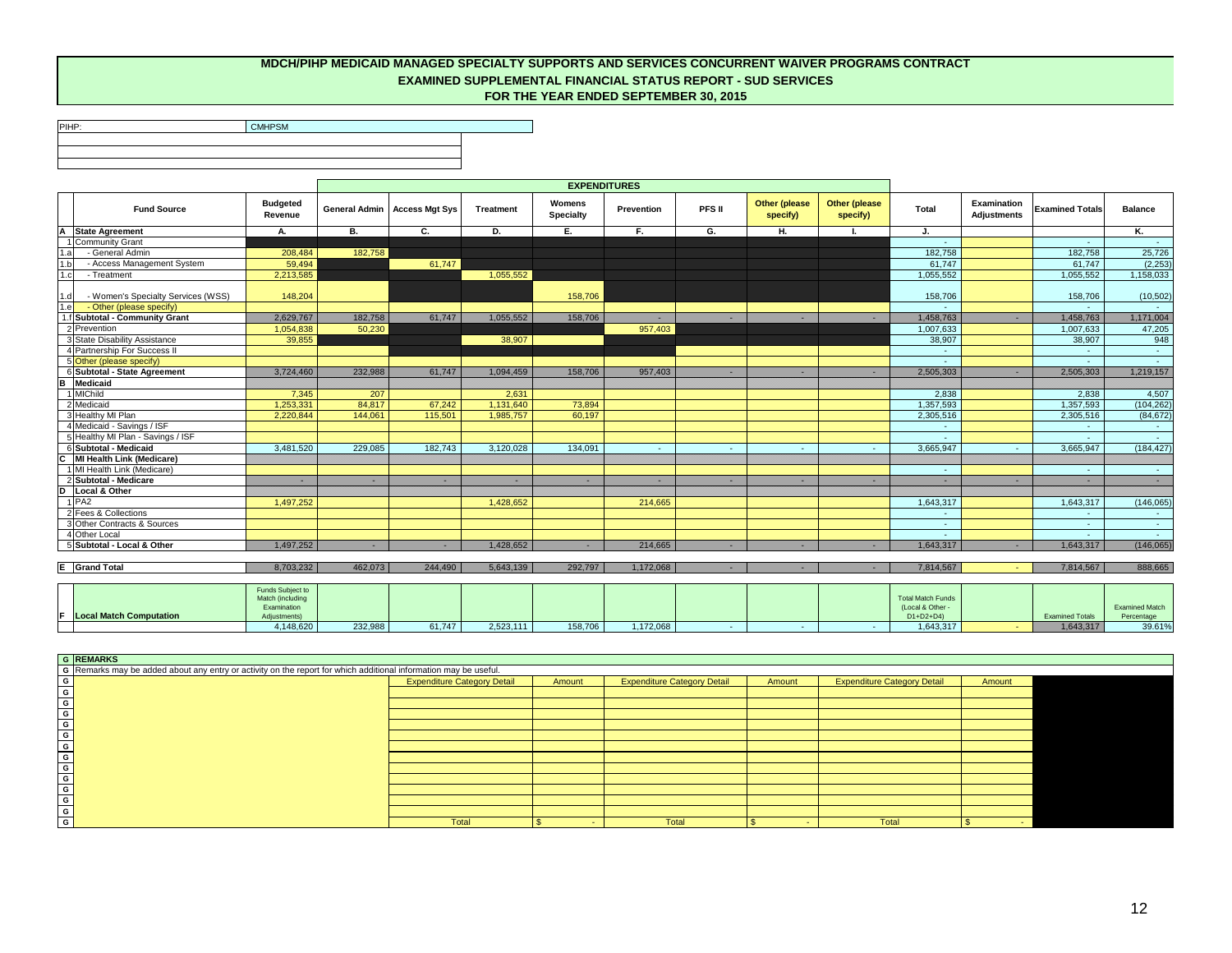# MDCH/PIHP MEDICAID MANAGED SPECIALTY SUPPORTS AND SERVICES CONCURRENT WAIVER PROGRAMS CONTRACT
## EXAMINED SUPPLEMENTAL FINANCIAL STATUS REPORT - SUD SERVICES
## FOR THE YEAR ENDED SEPTEMBER 30, 2015

PIHP: CMHPSM

| | Fund Source | Budgeted Revenue | General Admin | Access Mgt Sys | Treatment | Womens Specialty | Prevention | PFS II | Other (please specify) | Other (please specify) | Total | Examination Adjustments | Examined Totals | Balance |
|---|---|---|---|---|---|---|---|---|---|---|---|---|---|---|
| | | | EXPENDITURES | | | | | | | | | | | |
| A | State Agreement | A. | B. | C. | D. | E. | F. | G. | H. | I. | J. | | | K. |
| 1 | Community Grant | | | | | | | | | | - | | - | - |
| 1.a | - General Admin | 208,484 | 182,758 | | | | | | | | 182,758 | | 182,758 | 25,726 |
| 1.b | - Access Management System | 59,494 | | 61,747 | | | | | | | 61,747 | | 61,747 | (2,253) |
| 1.c | - Treatment | 2,213,585 | | | 1,055,552 | | | | | | 1,055,552 | | 1,055,552 | 1,158,033 |
| 1.d | - Women's Specialty Services (WSS) | 148,204 | | | | 158,706 | | | | | 158,706 | | 158,706 | (10,502) |
| 1.e | - Other (please specify) | | | | | | | | | | - | | - | - |
| 1.f | Subtotal - Community Grant | 2,629,767 | 182,758 | 61,747 | 1,055,552 | 158,706 | - | - | - | - | 1,458,763 | - | 1,458,763 | 1,171,004 |
| 2 | Prevention | 1,054,838 | 50,230 | | | | 957,403 | | | | 1,007,633 | | 1,007,633 | 47,205 |
| 3 | State Disability Assistance | 39,855 | | | 38,907 | | | | | | 38,907 | | 38,907 | 948 |
| 4 | Partnership For Success II | | | | | | | | | | - | | - | - |
| 5 | Other (please specify) | | | | | | | | | | - | | - | - |
| 6 | Subtotal - State Agreement | 3,724,460 | 232,988 | 61,747 | 1,094,459 | 158,706 | 957,403 | - | - | - | 2,505,303 | - | 2,505,303 | 1,219,157 |
| B | Medicaid | | | | | | | | | | | | | |
| 1 | MIChild | 7,345 | 207 | | 2,631 | | | | | | 2,838 | | 2,838 | 4,507 |
| 2 | Medicaid | 1,253,331 | 84,817 | 67,242 | 1,131,640 | 73,894 | | | | | 1,357,593 | | 1,357,593 | (104,262) |
| 3 | Healthy MI Plan | 2,220,844 | 144,061 | 115,501 | 1,985,757 | 60,197 | | | | | 2,305,516 | | 2,305,516 | (84,672) |
| 4 | Medicaid - Savings / ISF | | | | | | | | | | - | | - | - |
| 5 | Healthy MI Plan - Savings / ISF | | | | | | | | | | - | | - | - |
| 6 | Subtotal - Medicaid | 3,481,520 | 229,085 | 182,743 | 3,120,028 | 134,091 | - | - | - | - | 3,665,947 | - | 3,665,947 | (184,427) |
| C | MI Health Link (Medicare) | | | | | | | | | | | | | |
| 1 | MI Health Link (Medicare) | | | | | | | | | | - | | - | - |
| 2 | Subtotal - Medicare | - | - | - | - | - | - | - | - | - | - | - | - | - |
| D | Local & Other | | | | | | | | | | | | | |
| 1 | PA2 | 1,497,252 | | | 1,428,652 | | 214,665 | | | | 1,643,317 | | 1,643,317 | (146,065) |
| 2 | Fees & Collections | | | | | | | | | | - | | - | - |
| 3 | Other Contracts & Sources | | | | | | | | | | - | | - | - |
| 4 | Other Local | | | | | | | | | | - | | - | - |
| 5 | Subtotal - Local & Other | 1,497,252 | - | - | 1,428,652 | - | 214,665 | - | - | - | 1,643,317 | - | 1,643,317 | (146,065) |
| E | Grand Total | 8,703,232 | 462,073 | 244,490 | 5,643,139 | 292,797 | 1,172,068 | - | - | - | 7,814,567 | - | 7,814,567 | 888,665 |

| F | Local Match Computation | Funds Subject to Match (including Examination Adjustments) | | | | | | | | | Total Match Funds (Local & Other - D1+D2+D4) | | Examined Totals | Examined Match Percentage |
|---|---|---|---|---|---|---|---|---|---|---|---|---|---|---|
| | | 4,148,620 | 232,988 | 61,747 | 2,523,111 | 158,706 | 1,172,068 | - | - | - | 1,643,317 | - | 1,643,317 | 39.61% |

| G | REMARKS | | | | | | |
|---|---|---|---|---|---|---|---|
| G | Remarks may be added about any entry or activity on the report for which additional information may be useful. | | | | | | |
| G | | Expenditure Category Detail | Amount | Expenditure Category Detail | Amount | Expenditure Category Detail | Amount |
| G | | | | | | | |
| G | | | | | | | |
| G | | | | | | | |
| G | | | | | | | |
| G | | | | | | | |
| G | | | | | | | |
| G | | | | | | | |
| G | | | | | | | |
| G | | | | | | | |
| G | | | | | | | |
| G | | | | | | | |
| G | | | | | | | |
| G | | Total | $ - | Total | $ - | Total | $ - |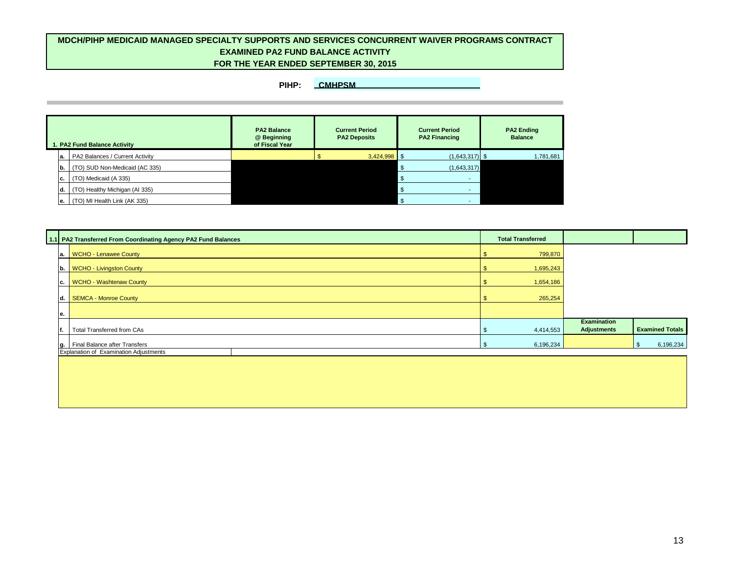# MDCH/PIHP MEDICAID MANAGED SPECIALTY SUPPORTS AND SERVICES CONCURRENT WAIVER PROGRAMS CONTRACT
## EXAMINED PA2 FUND BALANCE ACTIVITY
## FOR THE YEAR ENDED SEPTEMBER 30, 2015

**PIHP:** CMHPSM

| | 1. PA2 Fund Balance Activity | PA2 Balance @ Beginning of Fiscal Year | Current Period PA2 Deposits | Current Period PA2 Financing | PA2 Ending Balance |
|---|---|---|---|---|---|
| a. | PA2 Balances / Current Activity | | $ 3,424,998 | $ (1,643,317) | $ 1,781,681 |
| b. | (TO) SUD Non-Medicaid (AC 335) | | | $ (1,643,317) | |
| c. | (TO) Medicaid (A 335) | | | $ - | |
| d. | (TO) Healthy Michigan (AI 335) | | | $ - | |
| e. | (TO) MI Health Link (AK 335) | | | $ - | |

| 1.1 | PA2 Transferred From Coordinating Agency PA2 Fund Balances | Total Transferred | Examination Adjustments | Examined Totals |
|---|---|---|---|---|
| a. | WCHO - Lenawee County | $ 799,870 | | |
| b. | WCHO - Livingston County | $ 1,695,243 | | |
| c. | WCHO - Washtenaw County | $ 1,654,186 | | |
| d. | SEMCA - Monroe County | $ 265,254 | | |
| e. | | | | |
| f. | Total Transferred from CAs | $ 4,414,553 | | |
| g. | Final Balance after Transfers | $ 6,196,234 | | $ 6,196,234 |

Explanation of Examination Adjustments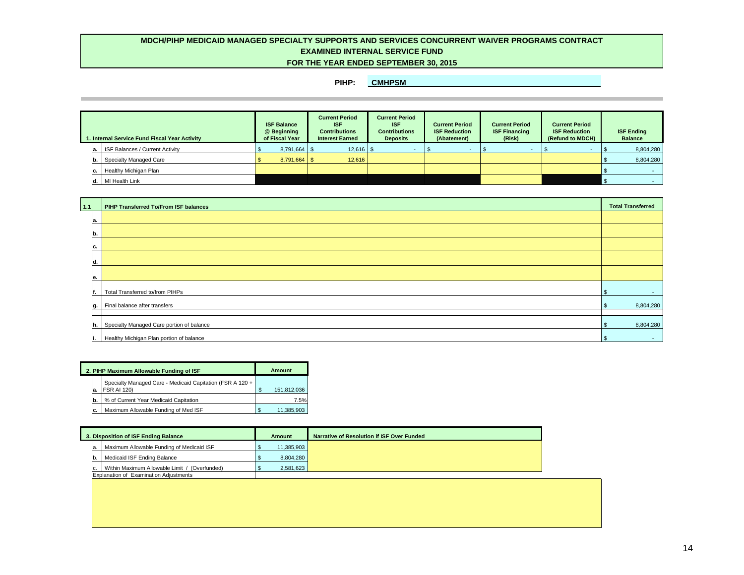# MDCH/PIHP MEDICAID MANAGED SPECIALTY SUPPORTS AND SERVICES CONCURRENT WAIVER PROGRAMS CONTRACT
## EXAMINED INTERNAL SERVICE FUND
## FOR THE YEAR ENDED SEPTEMBER 30, 2015

**PIHP:** CMHPSM

| 1. Internal Service Fund Fiscal Year Activity | ISF Balance @ Beginning of Fiscal Year | Current Period ISF Contributions Interest Earned | Current Period ISF Contributions Deposits | Current Period ISF Reduction (Abatement) | Current Period ISF Financing (Risk) | Current Period ISF Reduction (Refund to MDCH) | ISF Ending Balance |
|---|---|---|---|---|---|---|---|
| a. ISF Balances / Current Activity | $ 8,791,664 | $ 12,616 | $ - | $ - | $ - | $ - | $ 8,804,280 |
| b. Specialty Managed Care | $ 8,791,664 | $ 12,616 | | | | | $ 8,804,280 |
| c. Healthy Michigan Plan | | | | | | | $ - |
| d. MI Health Link | | | | | | | $ - |

| 1.1 PIHP Transferred To/From ISF balances | Total Transferred |
|---|---|
| a. | |
| b. | |
| c. | |
| d. | |
| e. | |
| f. Total Transferred to/from PIHPs | $ - |
| g. Final balance after transfers | $ 8,804,280 |
| h. Specialty Managed Care portion of balance | $ 8,804,280 |
| i. Healthy Michigan Plan portion of balance | $ - |

| 2. PIHP Maximum Allowable Funding of ISF | Amount |
|---|---|
| a. Specialty Managed Care - Medicaid Capitation (FSR A 120 + FSR AI 120) | $ 151,812,036 |
| b. % of Current Year Medicaid Capitation | 7.5% |
| c. Maximum Allowable Funding of Med ISF | $ 11,385,903 |

| 3. Disposition of ISF Ending Balance | Amount | Narrative of Resolution if ISF Over Funded |
|---|---|---|
| a. Maximum Allowable Funding of Medicaid ISF | $ 11,385,903 | |
| b. Medicaid ISF Ending Balance | $ 8,804,280 | |
| c. Within Maximum Allowable Limit / (Overfunded) | $ 2,581,623 | |

Explanation of Examination Adjustments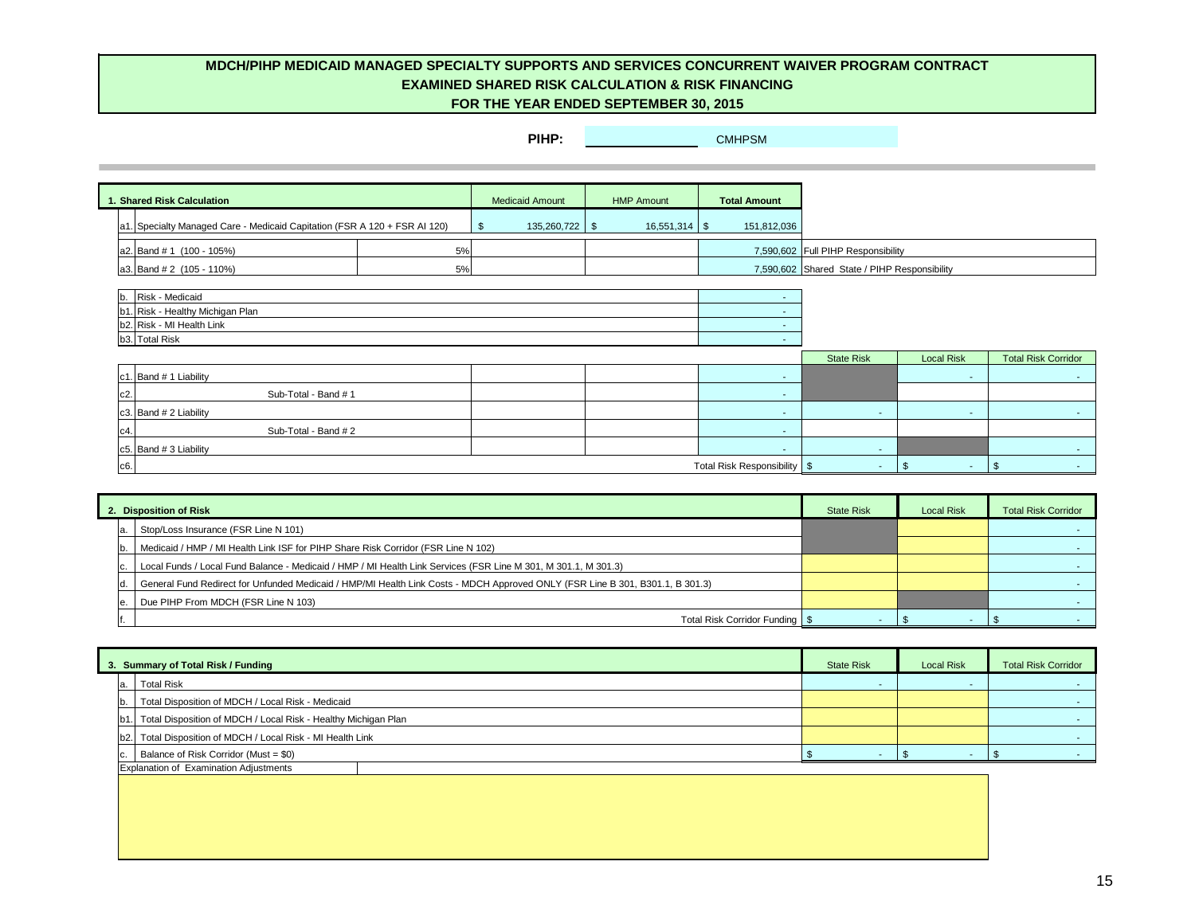# MDCH/PIHP MEDICAID MANAGED SPECIALTY SUPPORTS AND SERVICES CONCURRENT WAIVER PROGRAM CONTRACT
## EXAMINED SHARED RISK CALCULATION & RISK FINANCING
## FOR THE YEAR ENDED SEPTEMBER 30, 2015

**PIHP:** CMHPSM

| 1. Shared Risk Calculation | | Medicaid Amount | HMP Amount | Total Amount | | | |
|---|---|---|---|---|---|---|---|
| a1. Specialty Managed Care - Medicaid Capitation (FSR A 120 + FSR AI 120) | | $ 135,260,722 | $ 16,551,314 | $ 151,812,036 | | | |
| a2. Band # 1 (100 - 105%) | 5% | | | 7,590,602 | Full PIHP Responsibility | | |
| a3. Band # 2 (105 - 110%) | 5% | | | 7,590,602 | Shared State / PIHP Responsibility | | |
| b. Risk - Medicaid | | | | - | | | |
| b1. Risk - Healthy Michigan Plan | | | | - | | | |
| b2. Risk - MI Health Link | | | | - | | | |
| b3. Total Risk | | | | - | | | |
| | | | | | State Risk | Local Risk | Total Risk Corridor |
| c1. Band # 1 Liability | | | | - | | - | - |
| c2. Sub-Total - Band # 1 | | | | - | | | |
| c3. Band # 2 Liability | | | | - | - | - | - |
| c4. Sub-Total - Band # 2 | | | | - | | | |
| c5. Band # 3 Liability | | | | - | - | | - |
| c6. | | | | Total Risk Responsibility | $ - | $ - | $ - |

| 2. Disposition of Risk | State Risk | Local Risk | Total Risk Corridor |
|---|---|---|---|
| a. Stop/Loss Insurance (FSR Line N 101) | | | - |
| b. Medicaid / HMP / MI Health Link ISF for PIHP Share Risk Corridor (FSR Line N 102) | | | - |
| c. Local Funds / Local Fund Balance - Medicaid / HMP / MI Health Link Services (FSR Line M 301, M 301.1, M 301.3) | | | - |
| d. General Fund Redirect for Unfunded Medicaid / HMP/MI Health Link Costs - MDCH Approved ONLY (FSR Line B 301, B301.1, B 301.3) | | | - |
| e. Due PIHP From MDCH (FSR Line N 103) | | | - |
| f. Total Risk Corridor Funding | $ - | $ - | $ - |

| 3. Summary of Total Risk / Funding | State Risk | Local Risk | Total Risk Corridor |
|---|---|---|---|
| a. Total Risk | - | - | - |
| b. Total Disposition of MDCH / Local Risk - Medicaid | | | - |
| b1. Total Disposition of MDCH / Local Risk - Healthy Michigan Plan | | | - |
| b2. Total Disposition of MDCH / Local Risk - MI Health Link | | | - |
| c. Balance of Risk Corridor (Must = $0) | $ - | $ - | $ - |

Explanation of Examination Adjustments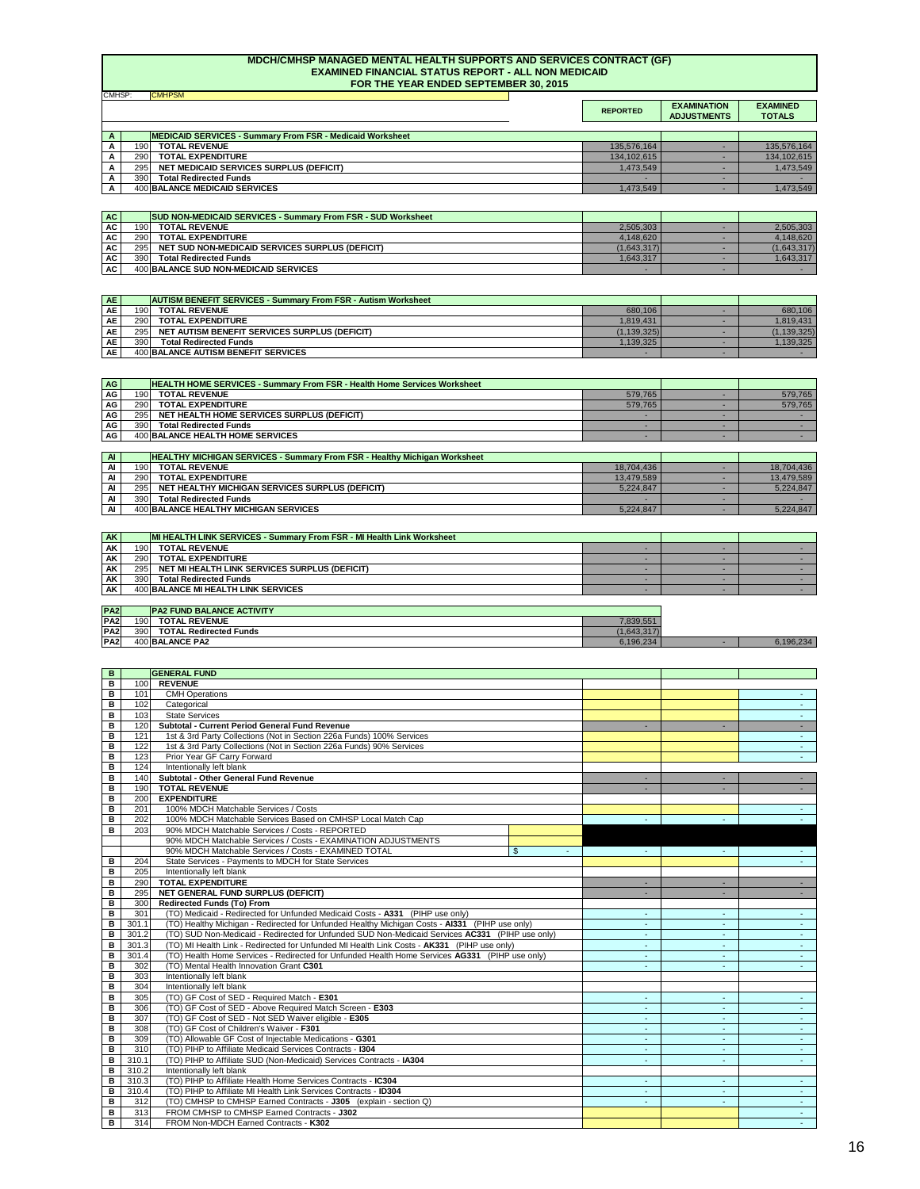# MDCH/CMHSP MANAGED MENTAL HEALTH SUPPORTS AND SERVICES CONTRACT (GF)
## EXAMINED FINANCIAL STATUS REPORT - ALL NON MEDICAID
### FOR THE YEAR ENDED SEPTEMBER 30, 2015

CMHSP: CMHPSM

| | | | REPORTED | EXAMINATION ADJUSTMENTS | EXAMINED TOTALS |
|---|---|---|---|---|---|
| A | | **MEDICAID SERVICES - Summary From FSR - Medicaid Worksheet** | | | |
| A | 190 | **TOTAL REVENUE** | 135,576,164 | - | 135,576,164 |
| A | 290 | **TOTAL EXPENDITURE** | 134,102,615 | - | 134,102,615 |
| A | 295 | **NET MEDICAID SERVICES SURPLUS (DEFICIT)** | 1,473,549 | - | 1,473,549 |
| A | 390 | **Total Redirected Funds** | - | - | - |
| A | 400 | **BALANCE MEDICAID SERVICES** | 1,473,549 | - | 1,473,549 |
| AC | | **SUD NON-MEDICAID SERVICES - Summary From FSR - SUD Worksheet** | | | |
| AC | 190 | **TOTAL REVENUE** | 2,505,303 | - | 2,505,303 |
| AC | 290 | **TOTAL EXPENDITURE** | 4,148,620 | - | 4,148,620 |
| AC | 295 | **NET SUD NON-MEDICAID SERVICES SURPLUS (DEFICIT)** | (1,643,317) | - | (1,643,317) |
| AC | 390 | **Total Redirected Funds** | 1,643,317 | - | 1,643,317 |
| AC | 400 | **BALANCE SUD NON-MEDICAID SERVICES** | - | - | - |
| AE | | **AUTISM BENEFIT SERVICES - Summary From FSR - Autism Worksheet** | | | |
| AE | 190 | **TOTAL REVENUE** | 680,106 | - | 680,106 |
| AE | 290 | **TOTAL EXPENDITURE** | 1,819,431 | - | 1,819,431 |
| AE | 295 | **NET AUTISM BENEFIT SERVICES SURPLUS (DEFICIT)** | (1,139,325) | - | (1,139,325) |
| AE | 390 | **Total Redirected Funds** | 1,139,325 | - | 1,139,325 |
| AE | 400 | **BALANCE AUTISM BENEFIT SERVICES** | - | - | - |
| AG | | **HEALTH HOME SERVICES - Summary From FSR - Health Home Services Worksheet** | | | |
| AG | 190 | **TOTAL REVENUE** | 579,765 | - | 579,765 |
| AG | 290 | **TOTAL EXPENDITURE** | 579,765 | - | 579,765 |
| AG | 295 | **NET HEALTH HOME SERVICES SURPLUS (DEFICIT)** | - | - | - |
| AG | 390 | **Total Redirected Funds** | - | - | - |
| AG | 400 | **BALANCE HEALTH HOME SERVICES** | - | - | - |
| AI | | **HEALTHY MICHIGAN SERVICES - Summary From FSR - Healthy Michigan Worksheet** | | | |
| AI | 190 | **TOTAL REVENUE** | 18,704,436 | - | 18,704,436 |
| AI | 290 | **TOTAL EXPENDITURE** | 13,479,589 | - | 13,479,589 |
| AI | 295 | **NET HEALTHY MICHIGAN SERVICES SURPLUS (DEFICIT)** | 5,224,847 | - | 5,224,847 |
| AI | 390 | **Total Redirected Funds** | - | - | - |
| AI | 400 | **BALANCE HEALTHY MICHIGAN SERVICES** | 5,224,847 | - | 5,224,847 |
| AK | | **MI HEALTH LINK SERVICES - Summary From FSR - MI Health Link Worksheet** | | | |
| AK | 190 | **TOTAL REVENUE** | - | - | - |
| AK | 290 | **TOTAL EXPENDITURE** | - | - | - |
| AK | 295 | **NET MI HEALTH LINK SERVICES SURPLUS (DEFICIT)** | - | - | - |
| AK | 390 | **Total Redirected Funds** | - | - | - |
| AK | 400 | **BALANCE MI HEALTH LINK SERVICES** | - | - | - |
| PA2 | | **PA2 FUND BALANCE ACTIVITY** | | | |
| PA2 | 190 | **TOTAL REVENUE** | 7,839,551 | | |
| PA2 | 390 | **TOTAL Redirected Funds** | (1,643,317) | | |
| PA2 | 400 | **BALANCE PA2** | 6,196,234 | - | 6,196,234 |
| B | | **GENERAL FUND** | | | |
| B | 100 | **REVENUE** | | | |
| B | 101 | CMH Operations | | | - |
| B | 102 | Categorical | | | - |
| B | 103 | State Services | | | - |
| B | 120 | **Subtotal - Current Period General Fund Revenue** | - | - | - |
| B | 121 | 1st & 3rd Party Collections (Not in Section 226a Funds) 100% Services | | | - |
| B | 122 | 1st & 3rd Party Collections (Not in Section 226a Funds) 90% Services | | | - |
| B | 123 | Prior Year GF Carry Forward | | | - |
| B | 124 | Intentionally left blank | | | |
| B | 140 | **Subtotal - Other General Fund Revenue** | - | - | - |
| B | 190 | **TOTAL REVENUE** | - | - | - |
| B | 200 | **EXPENDITURE** | | | |
| B | 201 | 100% MDCH Matchable Services / Costs | | | - |
| B | 202 | 100% MDCH Matchable Services Based on CMHSP Local Match Cap | - | - | - |
| B | 203 | 90% MDCH Matchable Services / Costs - REPORTED | | | |
| | | 90% MDCH Matchable Services / Costs - EXAMINATION ADJUSTMENTS | | | |
| | | 90% MDCH Matchable Services / Costs - EXAMINED TOTAL $ - | - | - | - |
| B | 204 | State Services - Payments to MDCH for State Services | | | - |
| B | 205 | Intentionally left blank | | | |
| B | 290 | **TOTAL EXPENDITURE** | - | - | - |
| B | 295 | **NET GENERAL FUND SURPLUS (DEFICIT)** | - | - | - |
| B | 300 | **Redirected Funds (To) From** | | | |
| B | 301 | (TO) Medicaid - Redirected for Unfunded Medicaid Costs - **A331** (PIHP use only) | - | - | - |
| B | 301.1 | (TO) Healthy Michigan - Redirected for Unfunded Healthy Michigan Costs - **AI331** (PIHP use only) | - | - | - |
| B | 301.2 | (TO) SUD Non-Medicaid - Redirected for Unfunded SUD Non-Medicaid Services **AC331** (PIHP use only) | - | - | - |
| B | 301.3 | (TO) MI Health Link - Redirected for Unfunded MI Health Link Costs - **AK331** (PIHP use only) | - | - | - |
| B | 301.4 | (TO) Health Home Services - Redirected for Unfunded Health Home Services **AG331** (PIHP use only) | - | - | - |
| B | 302 | (TO) Mental Health Innovation Grant **C301** | - | - | - |
| B | 303 | Intentionally left blank | | | |
| B | 304 | Intentionally left blank | | | |
| B | 305 | (TO) GF Cost of SED - Required Match - **E301** | - | - | - |
| B | 306 | (TO) GF Cost of SED - Above Required Match Screen - **E303** | - | - | - |
| B | 307 | (TO) GF Cost of SED - Not SED Waiver eligible - **E305** | - | - | - |
| B | 308 | (TO) GF Cost of Children's Waiver - **F301** | - | - | - |
| B | 309 | (TO) Allowable GF Cost of Injectable Medications - **G301** | - | - | - |
| B | 310 | (TO) PIHP to Affiliate Medicaid Services Contracts - **I304** | - | - | - |
| B | 310.1 | (TO) PIHP to Affiliate SUD (Non-Medicaid) Services Contracts - **IA304** | - | - | - |
| B | 310.2 | Intentionally left blank | | | |
| B | 310.3 | (TO) PIHP to Affiliate Health Home Services Contracts - **IC304** | - | - | - |
| B | 310.4 | (TO) PIHP to Affiliate MI Health Link Services Contracts - **ID304** | - | - | - |
| B | 312 | (TO) CMHSP to CMHSP Earned Contracts - **J305** (explain - section Q) | - | - | - |
| B | 313 | FROM CMHSP to CMHSP Earned Contracts - **J302** | | | - |
| B | 314 | FROM Non-MDCH Earned Contracts - **K302** | | | - |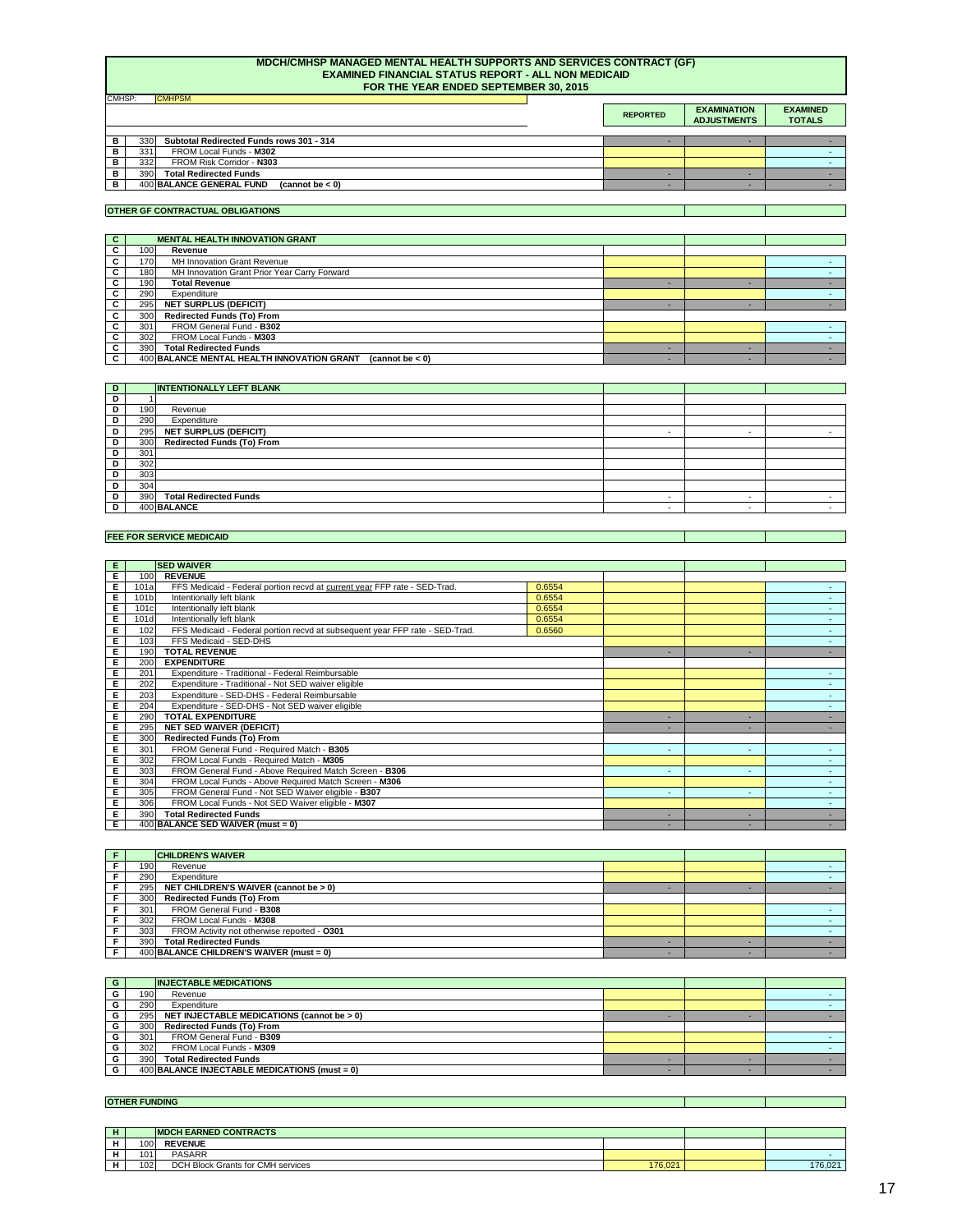# MDCH/CMHSP MANAGED MENTAL HEALTH SUPPORTS AND SERVICES CONTRACT (GF)
## EXAMINED FINANCIAL STATUS REPORT - ALL NON MEDICAID
## FOR THE YEAR ENDED SEPTEMBER 30, 2015

CMHSP: CMHPSM

| | | | | REPORTED | EXAMINATION ADJUSTMENTS | EXAMINED TOTALS |
|---|---|---|---|---|---|---|
| B | 330 | **Subtotal Redirected Funds rows 301 - 314** | | - | - | - |
| B | 331 | FROM Local Funds - **M302** | | | | - |
| B | 332 | FROM Risk Corridor - **N303** | | | | - |
| B | 390 | **Total Redirected Funds** | | - | - | - |
| B | 400 | **BALANCE GENERAL FUND (cannot be < 0)** | | - | - | - |

**OTHER GF CONTRACTUAL OBLIGATIONS**

| | | | | REPORTED | EXAMINATION ADJUSTMENTS | EXAMINED TOTALS |
|---|---|---|---|---|---|---|
| C | | **MENTAL HEALTH INNOVATION GRANT** | | | | |
| C | 100 | **Revenue** | | | | |
| C | 170 | MH Innovation Grant Revenue | | | | - |
| C | 180 | MH Innovation Grant Prior Year Carry Forward | | | | - |
| C | 190 | **Total Revenue** | | - | - | - |
| C | 290 | Expenditure | | | | - |
| C | 295 | **NET SURPLUS (DEFICIT)** | | - | - | - |
| C | 300 | **Redirected Funds (To) From** | | | | |
| C | 301 | FROM General Fund - **B302** | | | | - |
| C | 302 | FROM Local Funds - **M303** | | | | - |
| C | 390 | **Total Redirected Funds** | | - | - | - |
| C | 400 | **BALANCE MENTAL HEALTH INNOVATION GRANT (cannot be < 0)** | | - | - | - |

| | | | | REPORTED | EXAMINATION ADJUSTMENTS | EXAMINED TOTALS |
|---|---|---|---|---|---|---|
| D | | **INTENTIONALLY LEFT BLANK** | | | | |
| D | 1 | | | | | |
| D | 190 | Revenue | | | | |
| D | 290 | Expenditure | | | | |
| D | 295 | **NET SURPLUS (DEFICIT)** | | - | - | - |
| D | 300 | **Redirected Funds (To) From** | | | | |
| D | 301 | | | | | |
| D | 302 | | | | | |
| D | 303 | | | | | |
| D | 304 | | | | | |
| D | 390 | **Total Redirected Funds** | | - | - | - |
| D | 400 | **BALANCE** | | - | - | - |

**FEE FOR SERVICE MEDICAID**

| | | | | REPORTED | EXAMINATION ADJUSTMENTS | EXAMINED TOTALS |
|---|---|---|---|---|---|---|
| E | | **SED WAIVER** | | | | |
| E | 100 | **REVENUE** | | | | |
| E | 101a | FFS Medicaid - Federal portion recvd at current year FFP rate - SED-Trad. | 0.6554 | | | - |
| E | 101b | Intentionally left blank | 0.6554 | | | - |
| E | 101c | Intentionally left blank | 0.6554 | | | - |
| E | 101d | Intentionally left blank | 0.6554 | | | - |
| E | 102 | FFS Medicaid - Federal portion recvd at subsequent year FFP rate - SED-Trad. | 0.6560 | | | - |
| E | 103 | FFS Medicaid - SED-DHS | | | | - |
| E | 190 | **TOTAL REVENUE** | | - | - | - |
| E | 200 | **EXPENDITURE** | | | | |
| E | 201 | Expenditure - Traditional - Federal Reimbursable | | | | - |
| E | 202 | Expenditure - Traditional - Not SED waiver eligible | | | | - |
| E | 203 | Expenditure - SED-DHS - Federal Reimbursable | | | | - |
| E | 204 | Expenditure - SED-DHS - Not SED waiver eligible | | | | - |
| E | 290 | **TOTAL EXPENDITURE** | | - | - | - |
| E | 295 | **NET SED WAIVER (DEFICIT)** | | - | - | - |
| E | 300 | **Redirected Funds (To) From** | | | | |
| E | 301 | FROM General Fund - Required Match - **B305** | | - | - | - |
| E | 302 | FROM Local Funds - Required Match - **M305** | | | | - |
| E | 303 | FROM General Fund - Above Required Match Screen - **B306** | | - | - | - |
| E | 304 | FROM Local Funds - Above Required Match Screen - **M306** | | | | - |
| E | 305 | FROM General Fund - Not SED Waiver eligible - **B307** | | - | - | - |
| E | 306 | FROM Local Funds - Not SED Waiver eligible - **M307** | | | | - |
| E | 390 | **Total Redirected Funds** | | - | - | - |
| E | 400 | **BALANCE SED WAIVER (must = 0)** | | - | - | - |

| | | | | REPORTED | EXAMINATION ADJUSTMENTS | EXAMINED TOTALS |
|---|---|---|---|---|---|---|
| F | | **CHILDREN'S WAIVER** | | | | |
| F | 190 | Revenue | | | | - |
| F | 290 | Expenditure | | | | - |
| F | 295 | **NET CHILDREN'S WAIVER (cannot be > 0)** | | - | - | - |
| F | 300 | **Redirected Funds (To) From** | | | | |
| F | 301 | FROM General Fund - **B308** | | | | - |
| F | 302 | FROM Local Funds - **M308** | | | | - |
| F | 303 | FROM Activity not otherwise reported - **O301** | | | | - |
| F | 390 | **Total Redirected Funds** | | - | - | - |
| F | 400 | **BALANCE CHILDREN'S WAIVER (must = 0)** | | - | - | - |

| | | | | REPORTED | EXAMINATION ADJUSTMENTS | EXAMINED TOTALS |
|---|---|---|---|---|---|---|
| G | | **INJECTABLE MEDICATIONS** | | | | |
| G | 190 | Revenue | | | | - |
| G | 290 | Expenditure | | | | - |
| G | 295 | **NET INJECTABLE MEDICATIONS (cannot be > 0)** | | - | - | - |
| G | 300 | **Redirected Funds (To) From** | | | | |
| G | 301 | FROM General Fund - **B309** | | | | - |
| G | 302 | FROM Local Funds - **M309** | | | | - |
| G | 390 | **Total Redirected Funds** | | - | - | - |
| G | 400 | **BALANCE INJECTABLE MEDICATIONS (must = 0)** | | - | - | - |

**OTHER FUNDING**

| | | | | REPORTED | EXAMINATION ADJUSTMENTS | EXAMINED TOTALS |
|---|---|---|---|---|---|---|
| H | | **MDCH EARNED CONTRACTS** | | | | |
| H | 100 | **REVENUE** | | | | |
| H | 101 | PASARR | | | | - |
| H | 102 | DCH Block Grants for CMH services | | 176,021 | | 176,021 |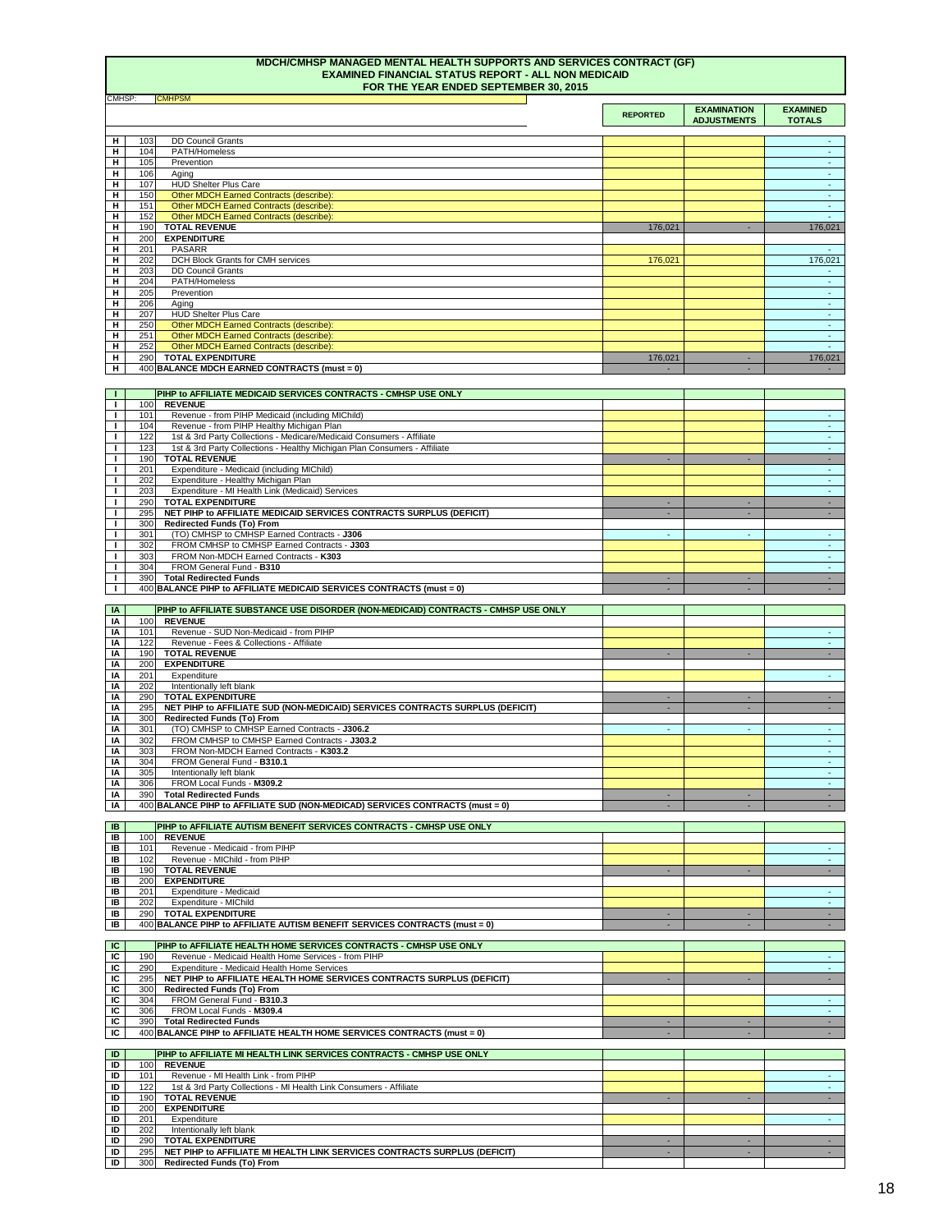# MDCH/CMHSP MANAGED MENTAL HEALTH SUPPORTS AND SERVICES CONTRACT (GF)
## EXAMINED FINANCIAL STATUS REPORT - ALL NON MEDICAID
## FOR THE YEAR ENDED SEPTEMBER 30, 2015

CMHSP: CMHPSM

| | | | REPORTED | EXAMINATION ADJUSTMENTS | EXAMINED TOTALS |
|---|---|---|---|---|---|
| H | 103 | DD Council Grants | | | - |
| H | 104 | PATH/Homeless | | | - |
| H | 105 | Prevention | | | - |
| H | 106 | Aging | | | - |
| H | 107 | HUD Shelter Plus Care | | | - |
| H | 150 | Other MDCH Earned Contracts (describe): | | | - |
| H | 151 | Other MDCH Earned Contracts (describe): | | | - |
| H | 152 | Other MDCH Earned Contracts (describe): | | | - |
| H | 190 | **TOTAL REVENUE** | 176,021 | - | 176,021 |
| H | 200 | **EXPENDITURE** | | | |
| H | 201 | PASARR | | | - |
| H | 202 | DCH Block Grants for CMH services | 176,021 | | 176,021 |
| H | 203 | DD Council Grants | | | - |
| H | 204 | PATH/Homeless | | | - |
| H | 205 | Prevention | | | - |
| H | 206 | Aging | | | - |
| H | 207 | HUD Shelter Plus Care | | | - |
| H | 250 | Other MDCH Earned Contracts (describe): | | | - |
| H | 251 | Other MDCH Earned Contracts (describe): | | | - |
| H | 252 | Other MDCH Earned Contracts (describe): | | | - |
| H | 290 | **TOTAL EXPENDITURE** | 176,021 | - | 176,021 |
| H | 400 | **BALANCE MDCH EARNED CONTRACTS (must = 0)** | - | - | - |

| | | | | | |
|---|---|---|---|---|---|
| I | | **PIHP to AFFILIATE MEDICAID SERVICES CONTRACTS - CMHSP USE ONLY** | | | |
| I | 100 | **REVENUE** | | | |
| I | 101 | Revenue - from PIHP Medicaid (including MIChild) | | | - |
| I | 104 | Revenue - from PIHP Healthy Michigan Plan | | | - |
| I | 122 | 1st & 3rd Party Collections - Medicare/Medicaid Consumers - Affiliate | | | - |
| I | 123 | 1st & 3rd Party Collections - Healthy Michigan Plan Consumers - Affiliate | | | - |
| I | 190 | **TOTAL REVENUE** | - | - | - |
| I | 201 | Expenditure - Medicaid (including MIChild) | | | - |
| I | 202 | Expenditure - Healthy Michigan Plan | | | - |
| I | 203 | Expenditure - MI Health Link (Medicaid) Services | | | - |
| I | 290 | **TOTAL EXPENDITURE** | - | - | - |
| I | 295 | **NET PIHP to AFFILIATE MEDICAID SERVICES CONTRACTS SURPLUS (DEFICIT)** | - | - | - |
| I | 300 | **Redirected Funds (To) From** | | | |
| I | 301 | (TO) CMHSP to CMHSP Earned Contracts - **J306** | - | - | - |
| I | 302 | FROM CMHSP to CMHSP Earned Contracts - **J303** | | | - |
| I | 303 | FROM Non-MDCH Earned Contracts - **K303** | | | - |
| I | 304 | FROM General Fund - **B310** | | | - |
| I | 390 | **Total Redirected Funds** | - | - | - |
| I | 400 | **BALANCE PIHP to AFFILIATE MEDICAID SERVICES CONTRACTS (must = 0)** | - | - | - |

| | | | | | |
|---|---|---|---|---|---|
| IA | | **PIHP to AFFILIATE SUBSTANCE USE DISORDER (NON-MEDICAID) CONTRACTS - CMHSP USE ONLY** | | | |
| IA | 100 | **REVENUE** | | | |
| IA | 101 | Revenue - SUD Non-Medicaid - from PIHP | | | - |
| IA | 122 | Revenue - Fees & Collections - Affiliate | | | - |
| IA | 190 | **TOTAL REVENUE** | - | - | - |
| IA | 200 | **EXPENDITURE** | | | |
| IA | 201 | Expenditure | | | - |
| IA | 202 | Intentionally left blank | | | |
| IA | 290 | **TOTAL EXPENDITURE** | - | - | - |
| IA | 295 | **NET PIHP to AFFILIATE SUD (NON-MEDICAID) SERVICES CONTRACTS SURPLUS (DEFICIT)** | - | - | - |
| IA | 300 | **Redirected Funds (To) From** | | | |
| IA | 301 | (TO) CMHSP to CMHSP Earned Contracts - **J306.2** | - | - | - |
| IA | 302 | FROM CMHSP to CMHSP Earned Contracts - **J303.2** | | | - |
| IA | 303 | FROM Non-MDCH Earned Contracts - **K303.2** | | | - |
| IA | 304 | FROM General Fund - **B310.1** | | | - |
| IA | 305 | Intentionally left blank | | | - |
| IA | 306 | FROM Local Funds - **M309.2** | | | - |
| IA | 390 | **Total Redirected Funds** | - | - | - |
| IA | 400 | **BALANCE PIHP to AFFILIATE SUD (NON-MEDICAD) SERVICES CONTRACTS (must = 0)** | - | - | - |

| | | | | | |
|---|---|---|---|---|---|
| IB | | **PIHP to AFFILIATE AUTISM BENEFIT SERVICES CONTRACTS - CMHSP USE ONLY** | | | |
| IB | 100 | **REVENUE** | | | |
| IB | 101 | Revenue - Medicaid - from PIHP | | | - |
| IB | 102 | Revenue - MIChild - from PIHP | | | - |
| IB | 190 | **TOTAL REVENUE** | - | - | - |
| IB | 200 | **EXPENDITURE** | | | |
| IB | 201 | Expenditure - Medicaid | | | - |
| IB | 202 | Expenditure - MIChild | | | - |
| IB | 290 | **TOTAL EXPENDITURE** | - | - | - |
| IB | 400 | **BALANCE PIHP to AFFILIATE AUTISM BENEFIT SERVICES CONTRACTS (must = 0)** | - | - | - |

| | | | | | |
|---|---|---|---|---|---|
| IC | | **PIHP to AFFILIATE HEALTH HOME SERVICES CONTRACTS - CMHSP USE ONLY** | | | |
| IC | 190 | Revenue - Medicaid Health Home Services - from PIHP | | | - |
| IC | 290 | Expenditure - Medicaid Health Home Services | | | - |
| IC | 295 | **NET PIHP to AFFILIATE HEALTH HOME SERVICES CONTRACTS SURPLUS (DEFICIT)** | - | - | - |
| IC | 300 | **Redirected Funds (To) From** | | | |
| IC | 304 | FROM General Fund - **B310.3** | | | - |
| IC | 306 | FROM Local Funds - **M309.4** | | | - |
| IC | 390 | **Total Redirected Funds** | - | - | - |
| IC | 400 | **BALANCE PIHP to AFFILIATE HEALTH HOME SERVICES CONTRACTS (must = 0)** | - | - | - |

| | | | | | |
|---|---|---|---|---|---|
| ID | | **PIHP to AFFILIATE MI HEALTH LINK SERVICES CONTRACTS - CMHSP USE ONLY** | | | |
| ID | 100 | **REVENUE** | | | |
| ID | 101 | Revenue - MI Health Link - from PIHP | | | - |
| ID | 122 | 1st & 3rd Party Collections - MI Health Link Consumers - Affiliate | | | - |
| ID | 190 | **TOTAL REVENUE** | - | - | - |
| ID | 200 | **EXPENDITURE** | | | |
| ID | 201 | Expenditure | | | - |
| ID | 202 | Intentionally left blank | | | |
| ID | 290 | **TOTAL EXPENDITURE** | - | - | - |
| ID | 295 | **NET PIHP to AFFILIATE MI HEALTH LINK SERVICES CONTRACTS SURPLUS (DEFICIT)** | - | - | - |
| ID | 300 | **Redirected Funds (To) From** | | | |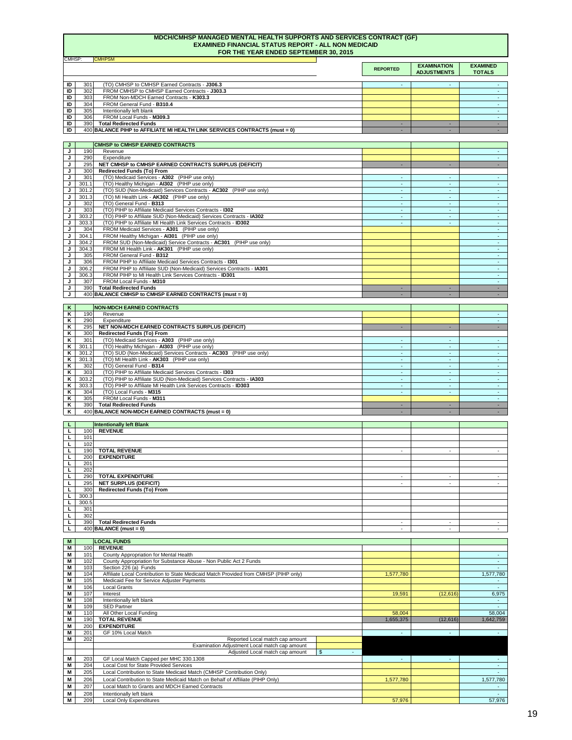# MDCH/CMHSP MANAGED MENTAL HEALTH SUPPORTS AND SERVICES CONTRACT (GF)
## EXAMINED FINANCIAL STATUS REPORT - ALL NON MEDICAID
## FOR THE YEAR ENDED SEPTEMBER 30, 2015

CMHSP: CMHPSM

| | | | REPORTED | EXAMINATION ADJUSTMENTS | EXAMINED TOTALS |
|---|---|---|---|---|---|
| ID | 301 | (TO) CMHSP to CMHSP Earned Contracts - **J306.3** | - | - | - |
| ID | 302 | FROM CMHSP to CMHSP Earned Contracts - **J303.3** | | | - |
| ID | 303 | FROM Non-MDCH Earned Contracts - **K303.3** | | | - |
| ID | 304 | FROM General Fund - **B310.4** | | | - |
| ID | 305 | Intentionally left blank | | | - |
| ID | 306 | FROM Local Funds - **M309.3** | | | - |
| ID | 390 | **Total Redirected Funds** | - | - | - |
| ID | 400 | **BALANCE PIHP to AFFILIATE MI HEALTH LINK SERVICES CONTRACTS (must = 0)** | - | - | - |
| **J** | | **CMHSP to CMHSP EARNED CONTRACTS** | | | |
| J | 190 | Revenue | | | - |
| J | 290 | Expenditure | | | - |
| J | 295 | **NET CMHSP to CMHSP EARNED CONTRACTS SURPLUS (DEFICIT)** | - | - | - |
| J | 300 | **Redirected Funds (To) From** | | | |
| J | 301 | (TO) Medicaid Services - **A302** (PIHP use only) | - | - | - |
| J | 301.1 | (TO) Healthy Michigan - **AI302** (PIHP use only) | - | - | - |
| J | 301.2 | (TO) SUD (Non-Medicaid) Services Contracts - **AC302** (PIHP use only) | - | - | - |
| J | 301.3 | (TO) MI Health Link - **AK302** (PIHP use only) | - | - | - |
| J | 302 | (TO) General Fund - **B313** | - | - | - |
| J | 303 | (TO) PIHP to Affiliate Medicaid Services Contracts - **I302** | - | - | - |
| J | 303.2 | (TO) PIHP to Affiliate SUD (Non-Medicaid) Services Contracts - **IA302** | - | - | - |
| J | 303.3 | (TO) PIHP to Affiliate MI Health Link Services Contracts - **ID302** | - | - | - |
| J | 304 | FROM Medicaid Services - **A301** (PIHP use only) | | | - |
| J | 304.1 | FROM Healthy Michigan - **AI301** (PIHP use only) | | | - |
| J | 304.2 | FROM SUD (Non-Medicaid) Service Contracts - **AC301** (PIHP use only) | | | - |
| J | 304.3 | FROM MI Health Link - **AK301** (PIHP use only) | | | - |
| J | 305 | FROM General Fund - **B312** | | | - |
| J | 306 | FROM PIHP to Affiliate Medicaid Services Contracts - **I301** | | | - |
| J | 306.2 | FROM PIHP to Affiliate SUD (Non-Medicaid) Services Contracts - **IA301** | | | - |
| J | 306.3 | FROM PIHP to MI Health Link Services Contracts - **ID301** | | | - |
| J | 307 | FROM Local Funds - **M310** | | | - |
| J | 390 | **Total Redirected Funds** | - | - | - |
| J | 400 | **BALANCE CMHSP to CMHSP EARNED CONTRACTS (must = 0)** | - | - | - |
| **K** | | **NON-MDCH EARNED CONTRACTS** | | | |
| K | 190 | Revenue | | | - |
| K | 290 | Expenditure | | | - |
| K | 295 | **NET NON-MDCH EARNED CONTRACTS SURPLUS (DEFICIT)** | - | - | - |
| K | 300 | **Redirected Funds (To) From** | | | |
| K | 301 | (TO) Medicaid Services - **A303** (PIHP use only) | - | - | - |
| K | 301.1 | (TO) Healthy Michigan - **AI303** (PIHP use only) | - | - | - |
| K | 301.2 | (TO) SUD (Non-Medicaid) Services Contracts - **AC303** (PIHP use only) | - | - | - |
| K | 301.3 | (TO) MI Health Link - **AK303** (PIHP use only) | - | - | - |
| K | 302 | (TO) General Fund - **B314** | - | - | - |
| K | 303 | (TO) PIHP to Affiliate Medicaid Services Contracts - **I303** | - | - | - |
| K | 303.2 | (TO) PIHP to Affiliate SUD (Non-Medicaid) Services Contracts - **IA303** | - | - | - |
| K | 303.3 | (TO) PIHP to Affiliate MI Health Link Services Contracts - **ID303** | - | - | - |
| K | 304 | (TO) Local Funds - **M315** | - | - | - |
| K | 305 | FROM Local Funds - **M311** | | | - |
| K | 390 | **Total Redirected Funds** | - | - | - |
| K | 400 | **BALANCE NON-MDCH EARNED CONTRACTS (must = 0)** | - | - | - |
| **L** | | **Intentionally left Blank** | | | |
| L | 100 | **REVENUE** | | | |
| L | 101 | | | | |
| L | 102 | | | | |
| L | 190 | **TOTAL REVENUE** | - | - | - |
| L | 200 | **EXPENDITURE** | | | |
| L | 201 | | | | |
| L | 202 | | | | |
| L | 290 | **TOTAL EXPENDITURE** | - | - | - |
| L | 295 | **NET SURPLUS (DEFICIT)** | - | - | - |
| L | 300 | **Redirected Funds (To) From** | | | |
| L | 300.3 | | | | |
| L | 300.5 | | | | |
| L | 301 | | | | |
| L | 302 | | | | |
| L | 390 | **Total Redirected Funds** | - | - | - |
| L | 400 | **BALANCE (must = 0)** | - | - | - |
| **M** | | **LOCAL FUNDS** | | | |
| M | 100 | **REVENUE** | | | |
| M | 101 | County Appropriation for Mental Health | | | - |
| M | 102 | County Appropriation for Substance Abuse - Non Public Act 2 Funds | | | - |
| M | 103 | Section 226 (a) Funds | | | - |
| M | 104 | Affiliate Local Contribution to State Medicaid Match Provided from CMHSP (PIHP only) | 1,577,780 | | 1,577,780 |
| M | 105 | Medicaid Fee for Service Adjuster Payments | | | - |
| M | 106 | Local Grants | | | - |
| M | 107 | Interest | 19,591 | (12,616) | 6,975 |
| M | 108 | Intentionally left blank | | | - |
| M | 109 | SED Partner | | | - |
| M | 110 | All Other Local Funding | 58,004 | | 58,004 |
| M | 190 | **TOTAL REVENUE** | 1,655,375 | (12,616) | 1,642,759 |
| M | 200 | **EXPENDITURE** | | | |
| M | 201 | GF 10% Local Match | - | - | - |
| M | 202 | Reported Local match cap amount | | | |
| | | Examination Adjustment Local match cap amount | | | |
| | | Adjusted Local match cap amount $ - | | | |
| M | 203 | GF Local Match Capped per MHC 330.1308 | - | - | - |
| M | 204 | Local Cost for State Provided Services | | | - |
| M | 205 | Local Contribution to State Medicaid Match (CMHSP Contribution Only) | | | - |
| M | 206 | Local Contribution to State Medicaid Match on Behalf of Affiliate (PIHP Only) | 1,577,780 | | 1,577,780 |
| M | 207 | Local Match to Grants and MDCH Earned Contracts | | | - |
| M | 208 | Intentionally left blank | | | - |
| M | 209 | Local Only Expenditures | 57,976 | | 57,976 |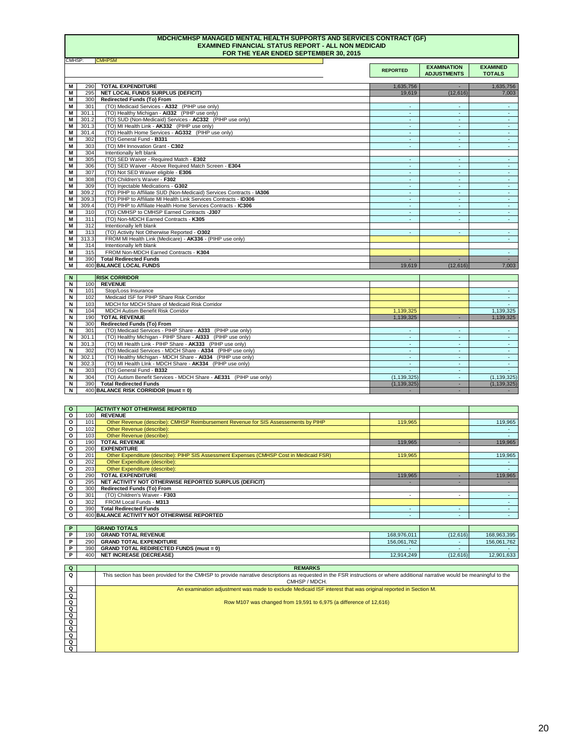# MDCH/CMHSP MANAGED MENTAL HEALTH SUPPORTS AND SERVICES CONTRACT (GF)
## EXAMINED FINANCIAL STATUS REPORT - ALL NON MEDICAID
### FOR THE YEAR ENDED SEPTEMBER 30, 2015

CMHSP: CMHPSM

| | | | REPORTED | EXAMINATION ADJUSTMENTS | EXAMINED TOTALS |
|---|---|---|---|---|---|
| M | 290 | **TOTAL EXPENDITURE** | 1,635,756 | - | 1,635,756 |
| M | 295 | **NET LOCAL FUNDS SURPLUS (DEFICIT)** | 19,619 | (12,616) | 7,003 |
| M | 300 | **Redirected Funds (To) From** | | | |
| M | 301 | (TO) Medicaid Services - **A332** (PIHP use only) | - | - | - |
| M | 301.1 | (TO) Healthy Michigan - **AI332** (PIHP use only) | - | - | - |
| M | 301.2 | (TO) SUD (Non-Medicaid) Services - **AC332** (PIHP use only) | - | - | - |
| M | 301.3 | (TO) MI Health Link - **AK332** (PIHP use only) | - | - | - |
| M | 301.4 | (TO) Health Home Services - **AG332** (PIHP use only) | - | - | - |
| M | 302 | (TO) General Fund - **B331** | - | - | - |
| M | 303 | (TO) MH Innovation Grant - **C302** | - | - | - |
| M | 304 | Intentionally left blank | | | |
| M | 305 | (TO) SED Waiver - Required Match - **E302** | - | - | - |
| M | 306 | (TO) SED Waiver - Above Required Match Screen - **E304** | - | - | - |
| M | 307 | (TO) Not SED Waiver eligible - **E306** | - | - | - |
| M | 308 | (TO) Children's Waiver - **F302** | - | - | - |
| M | 309 | (TO) Injectable Medications - **G302** | - | - | - |
| M | 309.2 | (TO) PIHP to Affiliate SUD (Non-Medicaid) Services Contracts - **IA306** | - | - | - |
| M | 309.3 | (TO) PIHP to Affiliate MI Health Link Services Contracts - **ID306** | - | - | - |
| M | 309.4 | (TO) PIHP to Affiliate Health Home Services Contracts - **IC306** | - | - | - |
| M | 310 | (TO) CMHSP to CMHSP Earned Contracts -**J307** | - | - | - |
| M | 311 | (TO) Non-MDCH Earned Contracts - **K305** | - | - | - |
| M | 312 | Intentionally left blank | | | |
| M | 313 | (TO) Activity Not Otherwise Reported - **O302** | - | - | - |
| M | 313.3 | FROM MI Health Link (Medicare) - **AK336** - (PIHP use only) | | | - |
| M | 314 | Intentionally left blank | | | |
| M | 315 | FROM Non-MDCH Earned Contracts - **K304** | | | - |
| M | 390 | **Total Redirected Funds** | - | - | - |
| M | 400 | **BALANCE LOCAL FUNDS** | 19,619 | (12,616) | 7,003 |

| | | | REPORTED | EXAMINATION ADJUSTMENTS | EXAMINED TOTALS |
|---|---|---|---|---|---|
| N | | **RISK CORRIDOR** | | | |
| N | 100 | **REVENUE** | | | |
| N | 101 | Stop/Loss Insurance | | | - |
| N | 102 | Medicaid ISF for PIHP Share Risk Corridor | | | - |
| N | 103 | MDCH for MDCH Share of Medicaid Risk Corridor | | | - |
| N | 104 | MDCH Autism Benefit Risk Corridor | 1,139,325 | | 1,139,325 |
| N | 190 | **TOTAL REVENUE** | 1,139,325 | - | 1,139,325 |
| N | 300 | **Redirected Funds (To) From** | | | |
| N | 301 | (TO) Medicaid Services - PIHP Share - **A333** (PIHP use only) | - | - | - |
| N | 301.1 | (TO) Healthy Michigan - PIHP Share - **AI333** (PIHP use only) | - | - | - |
| N | 301.3 | (TO) MI Health Link - PIHP Share - **AK333** (PIHP use only) | - | - | - |
| N | 302 | (TO) Medicaid Services - MDCH Share - **A334** (PIHP use only) | - | - | - |
| N | 302.1 | (TO) Healthy Michigan - MDCH Share - **AI334** (PIHP use only) | - | - | - |
| N | 302.3 | (TO) MI Health LInk - MDCH Share - **AK334** (PIHP use only) | - | - | - |
| N | 303 | (TO) General Fund - **B332** | - | - | - |
| N | 304 | (TO) Autism Benefit Services - MDCH Share - **AE331** (PIHP use only) | (1,139,325) | - | (1,139,325) |
| N | 390 | **Total Redirected Funds** | (1,139,325) | - | (1,139,325) |
| N | 400 | **BALANCE RISK CORRIDOR (must = 0)** | - | - | - |

| | | | REPORTED | EXAMINATION ADJUSTMENTS | EXAMINED TOTALS |
|---|---|---|---|---|---|
| O | | **ACTIVITY NOT OTHERWISE REPORTED** | | | |
| O | 100 | **REVENUE** | | | |
| O | 101 | Other Revenue (describe): CMHSP Reimbursement Revenue for SIS Assessements by PIHP | 119,965 | | 119,965 |
| O | 102 | Other Revenue (describe): | | | - |
| O | 103 | Other Revenue (describe): | | | - |
| O | 190 | **TOTAL REVENUE** | 119,965 | - | 119,965 |
| O | 200 | **EXPENDITURE** | | | |
| O | 201 | Other Expenditure (describe): PIHP SIS Assessment Expenses (CMHSP Cost in Medicaid FSR) | 119,965 | | 119,965 |
| O | 202 | Other Expenditure (describe): | | | - |
| O | 203 | Other Expenditure (describe): | | | - |
| O | 290 | **TOTAL EXPENDITURE** | 119,965 | - | 119,965 |
| O | 295 | **NET ACTIVITY NOT OTHERWISE REPORTED SURPLUS (DEFICIT)** | - | - | - |
| O | 300 | **Redirected Funds (To) From** | | | |
| O | 301 | (TO) Children's Waiver - **F303** | - | - | - |
| O | 302 | FROM Local Funds - **M313** | | | - |
| O | 390 | **Total Redirected Funds** | - | - | - |
| O | 400 | **BALANCE ACTIVITY NOT OTHERWISE REPORTED** | - | - | - |

| | | | REPORTED | EXAMINATION ADJUSTMENTS | EXAMINED TOTALS |
|---|---|---|---|---|---|
| P | | **GRAND TOTALS** | | | |
| P | 190 | **GRAND TOTAL REVENUE** | 168,976,011 | (12,616) | 168,963,395 |
| P | 290 | **GRAND TOTAL EXPENDITURE** | 156,061,762 | - | 156,061,762 |
| P | 390 | **GRAND TOTAL REDIRECTED FUNDS (must = 0)** | - | - | - |
| P | 400 | **NET INCREASE (DECREASE)** | 12,914,249 | (12,616) | 12,901,633 |

| Q | **REMARKS** |
|---|---|
| Q | This section has been provided for the CMHSP to provide narrative descriptions as requested in the FSR instructions or where additional narrative would be meaningful to the CMHSP / MDCH. |
| Q | An examination adjustment was made to exclude Medicaid ISF interest that was original reported in Section M. |
| Q | |
| Q | Row M107 was changed from 19,591 to 6,975 (a difference of 12,616) |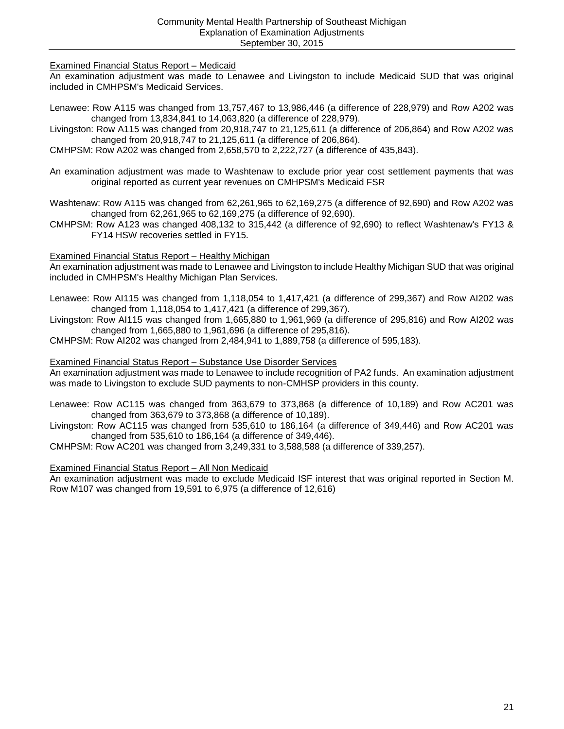Community Mental Health Partnership of Southeast Michigan
Explanation of Examination Adjustments
September 30, 2015

Examined Financial Status Report – Medicaid

An examination adjustment was made to Lenawee and Livingston to include Medicaid SUD that was original included in CMHPSM's Medicaid Services.

Lenawee: Row A115 was changed from 13,757,467 to 13,986,446 (a difference of 228,979) and Row A202 was changed from 13,834,841 to 14,063,820 (a difference of 228,979).

Livingston: Row A115 was changed from 20,918,747 to 21,125,611 (a difference of 206,864) and Row A202 was changed from 20,918,747 to 21,125,611 (a difference of 206,864).

CMHPSM: Row A202 was changed from 2,658,570 to 2,222,727 (a difference of 435,843).

An examination adjustment was made to Washtenaw to exclude prior year cost settlement payments that was original reported as current year revenues on CMHPSM's Medicaid FSR

Washtenaw: Row A115 was changed from 62,261,965 to 62,169,275 (a difference of 92,690) and Row A202 was changed from 62,261,965 to 62,169,275 (a difference of 92,690).

CMHPSM: Row A123 was changed 408,132 to 315,442 (a difference of 92,690) to reflect Washtenaw's FY13 & FY14 HSW recoveries settled in FY15.

Examined Financial Status Report – Healthy Michigan

An examination adjustment was made to Lenawee and Livingston to include Healthy Michigan SUD that was original included in CMHPSM's Healthy Michigan Plan Services.

Lenawee: Row AI115 was changed from 1,118,054 to 1,417,421 (a difference of 299,367) and Row AI202 was changed from 1,118,054 to 1,417,421 (a difference of 299,367).

Livingston: Row AI115 was changed from 1,665,880 to 1,961,969 (a difference of 295,816) and Row AI202 was changed from 1,665,880 to 1,961,696 (a difference of 295,816).

CMHPSM: Row AI202 was changed from 2,484,941 to 1,889,758 (a difference of 595,183).

Examined Financial Status Report – Substance Use Disorder Services

An examination adjustment was made to Lenawee to include recognition of PA2 funds. An examination adjustment was made to Livingston to exclude SUD payments to non-CMHSP providers in this county.

Lenawee: Row AC115 was changed from 363,679 to 373,868 (a difference of 10,189) and Row AC201 was changed from 363,679 to 373,868 (a difference of 10,189).

Livingston: Row AC115 was changed from 535,610 to 186,164 (a difference of 349,446) and Row AC201 was changed from 535,610 to 186,164 (a difference of 349,446).

CMHPSM: Row AC201 was changed from 3,249,331 to 3,588,588 (a difference of 339,257).

Examined Financial Status Report – All Non Medicaid

An examination adjustment was made to exclude Medicaid ISF interest that was original reported in Section M. Row M107 was changed from 19,591 to 6,975 (a difference of 12,616)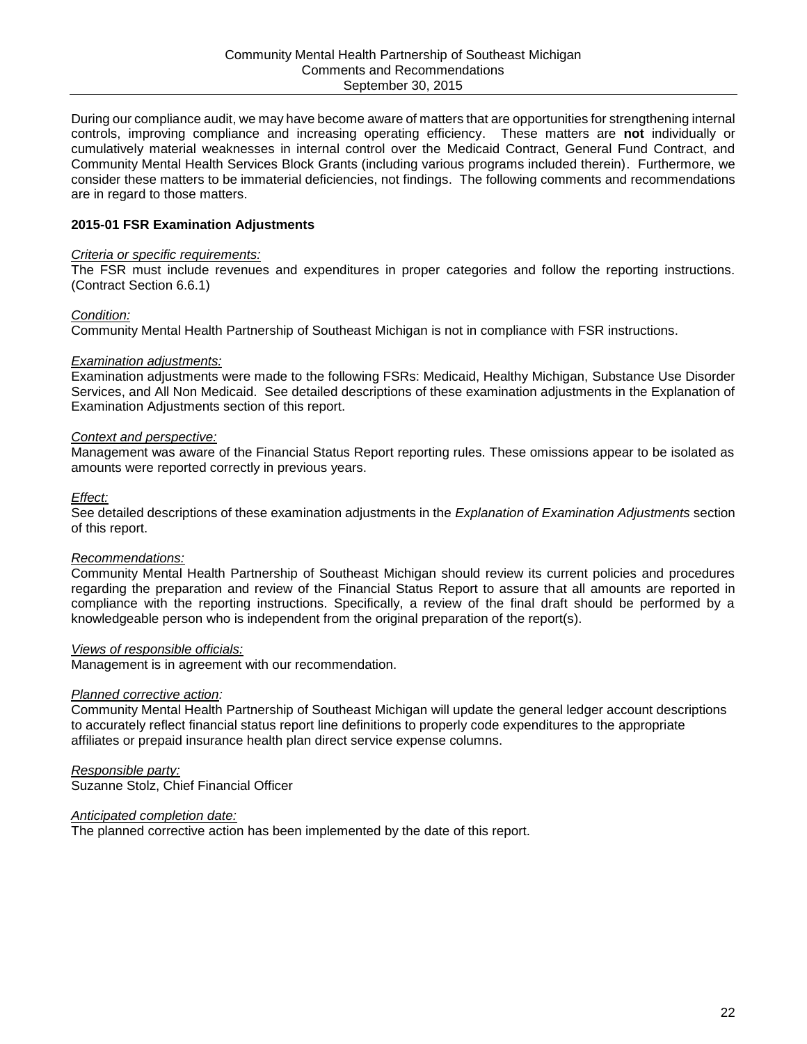During our compliance audit, we may have become aware of matters that are opportunities for strengthening internal controls, improving compliance and increasing operating efficiency. These matters are **not** individually or cumulatively material weaknesses in internal control over the Medicaid Contract, General Fund Contract, and Community Mental Health Services Block Grants (including various programs included therein). Furthermore, we consider these matters to be immaterial deficiencies, not findings. The following comments and recommendations are in regard to those matters.

**2015-01 FSR Examination Adjustments**

*Criteria or specific requirements:*
The FSR must include revenues and expenditures in proper categories and follow the reporting instructions. (Contract Section 6.6.1)

*Condition:*
Community Mental Health Partnership of Southeast Michigan is not in compliance with FSR instructions.

*Examination adjustments:*
Examination adjustments were made to the following FSRs: Medicaid, Healthy Michigan, Substance Use Disorder Services, and All Non Medicaid. See detailed descriptions of these examination adjustments in the Explanation of Examination Adjustments section of this report.

*Context and perspective:*
Management was aware of the Financial Status Report reporting rules. These omissions appear to be isolated as amounts were reported correctly in previous years.

*Effect:*
See detailed descriptions of these examination adjustments in the *Explanation of Examination Adjustments* section of this report.

*Recommendations:*
Community Mental Health Partnership of Southeast Michigan should review its current policies and procedures regarding the preparation and review of the Financial Status Report to assure that all amounts are reported in compliance with the reporting instructions. Specifically, a review of the final draft should be performed by a knowledgeable person who is independent from the original preparation of the report(s).

*Views of responsible officials:*
Management is in agreement with our recommendation.

*Planned corrective action:*
Community Mental Health Partnership of Southeast Michigan will update the general ledger account descriptions to accurately reflect financial status report line definitions to properly code expenditures to the appropriate affiliates or prepaid insurance health plan direct service expense columns.

*Responsible party:*
Suzanne Stolz, Chief Financial Officer

*Anticipated completion date:*
The planned corrective action has been implemented by the date of this report.